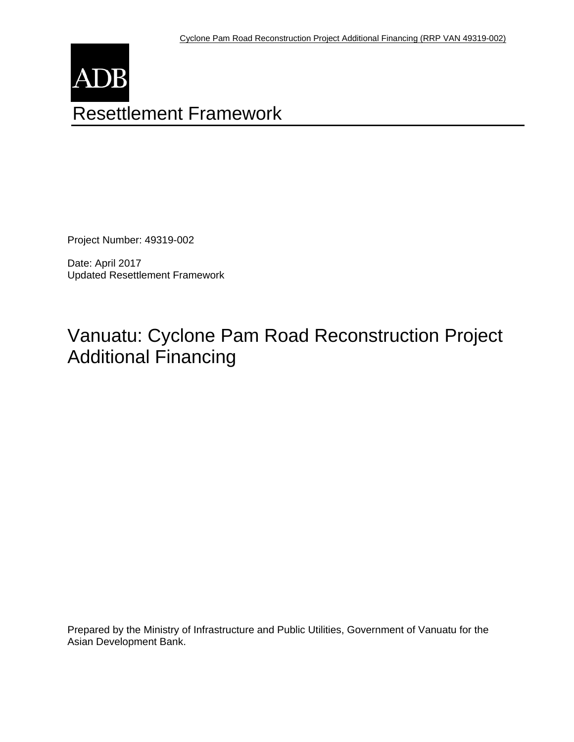ADB

# Resettlement Framework

Project Number: 49319-002

Date: April 2017
Updated Resettlement Framework

## Vanuatu: Cyclone Pam Road Reconstruction Project Additional Financing

Prepared by the Ministry of Infrastructure and Public Utilities, Government of Vanuatu for the Asian Development Bank.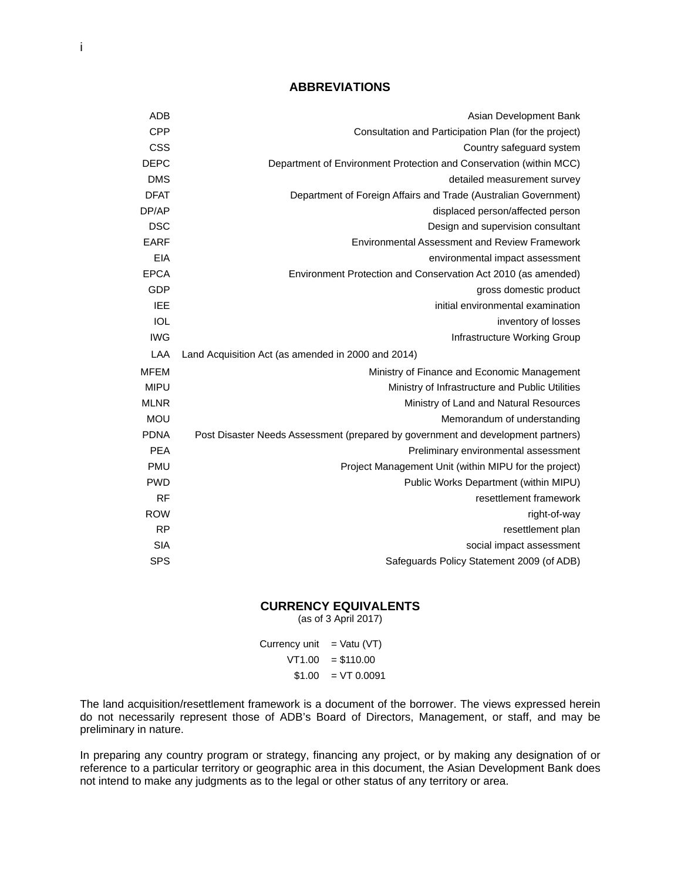## ABBREVIATIONS

| | |
|---|---|
| ADB | Asian Development Bank |
| CPP | Consultation and Participation Plan (for the project) |
| CSS | Country safeguard system |
| DEPC | Department of Environment Protection and Conservation (within MCC) |
| DMS | detailed measurement survey |
| DFAT | Department of Foreign Affairs and Trade (Australian Government) |
| DP/AP | displaced person/affected person |
| DSC | Design and supervision consultant |
| EARF | Environmental Assessment and Review Framework |
| EIA | environmental impact assessment |
| EPCA | Environment Protection and Conservation Act 2010 (as amended) |
| GDP | gross domestic product |
| IEE | initial environmental examination |
| IOL | inventory of losses |
| IWG | Infrastructure Working Group |
| LAA | Land Acquisition Act (as amended in 2000 and 2014) |
| MFEM | Ministry of Finance and Economic Management |
| MIPU | Ministry of Infrastructure and Public Utilities |
| MLNR | Ministry of Land and Natural Resources |
| MOU | Memorandum of understanding |
| PDNA | Post Disaster Needs Assessment (prepared by government and development partners) |
| PEA | Preliminary environmental assessment |
| PMU | Project Management Unit (within MIPU for the project) |
| PWD | Public Works Department (within MIPU) |
| RF | resettlement framework |
| ROW | right-of-way |
| RP | resettlement plan |
| SIA | social impact assessment |
| SPS | Safeguards Policy Statement 2009 (of ADB) |

## CURRENCY EQUIVALENTS

(as of 3 April 2017)

| | |
|---|---|
| Currency unit | = Vatu (VT) |
| VT1.00 | = $110.00 |
| $1.00 | = VT 0.0091 |

The land acquisition/resettlement framework is a document of the borrower. The views expressed herein do not necessarily represent those of ADB's Board of Directors, Management, or staff, and may be preliminary in nature.

In preparing any country program or strategy, financing any project, or by making any designation of or reference to a particular territory or geographic area in this document, the Asian Development Bank does not intend to make any judgments as to the legal or other status of any territory or area.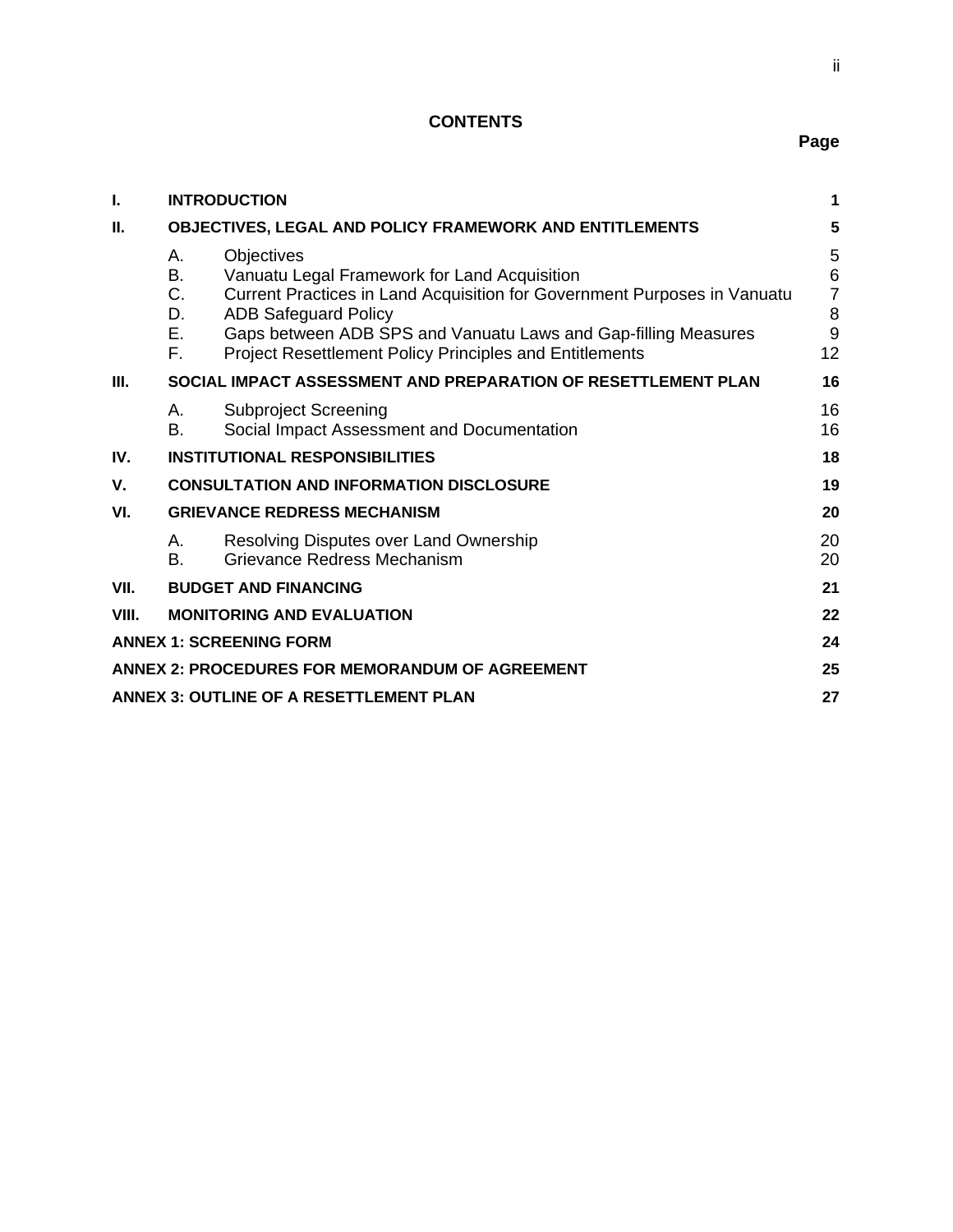## CONTENTS

| | | Page |
|---|---|---|
| **I.** | **INTRODUCTION** | **1** |
| **II.** | **OBJECTIVES, LEGAL AND POLICY FRAMEWORK AND ENTITLEMENTS** | **5** |
| | A. Objectives | 5 |
| | B. Vanuatu Legal Framework for Land Acquisition | 6 |
| | C. Current Practices in Land Acquisition for Government Purposes in Vanuatu | 7 |
| | D. ADB Safeguard Policy | 8 |
| | E. Gaps between ADB SPS and Vanuatu Laws and Gap-filling Measures | 9 |
| | F. Project Resettlement Policy Principles and Entitlements | 12 |
| **III.** | **SOCIAL IMPACT ASSESSMENT AND PREPARATION OF RESETTLEMENT PLAN** | **16** |
| | A. Subproject Screening | 16 |
| | B. Social Impact Assessment and Documentation | 16 |
| **IV.** | **INSTITUTIONAL RESPONSIBILITIES** | **18** |
| **V.** | **CONSULTATION AND INFORMATION DISCLOSURE** | **19** |
| **VI.** | **GRIEVANCE REDRESS MECHANISM** | **20** |
| | A. Resolving Disputes over Land Ownership | 20 |
| | B. Grievance Redress Mechanism | 20 |
| **VII.** | **BUDGET AND FINANCING** | **21** |
| **VIII.** | **MONITORING AND EVALUATION** | **22** |
| **ANNEX 1: SCREENING FORM** | | **24** |
| **ANNEX 2: PROCEDURES FOR MEMORANDUM OF AGREEMENT** | | **25** |
| **ANNEX 3: OUTLINE OF A RESETTLEMENT PLAN** | | **27** |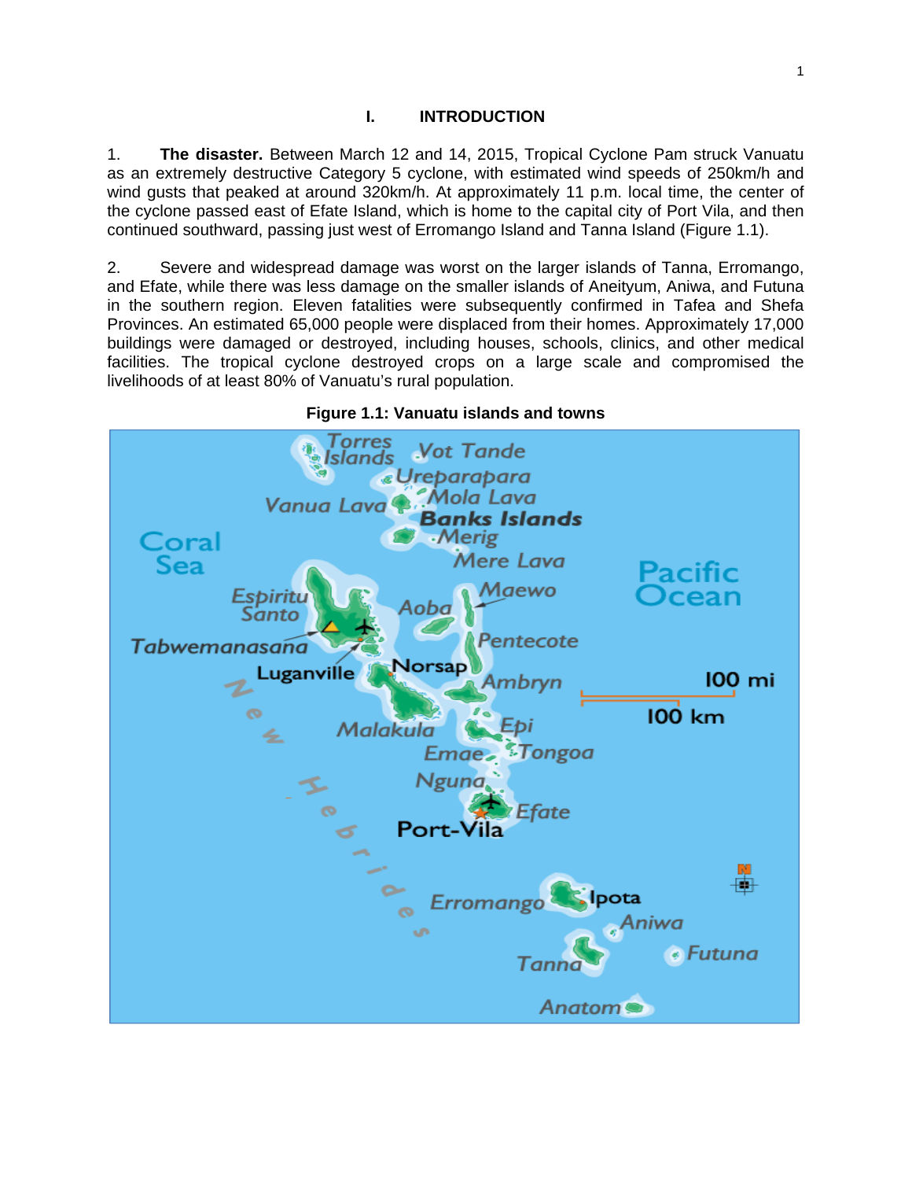# I. INTRODUCTION

1. **The disaster.** Between March 12 and 14, 2015, Tropical Cyclone Pam struck Vanuatu as an extremely destructive Category 5 cyclone, with estimated wind speeds of 250km/h and wind gusts that peaked at around 320km/h. At approximately 11 p.m. local time, the center of the cyclone passed east of Efate Island, which is home to the capital city of Port Vila, and then continued southward, passing just west of Erromango Island and Tanna Island (Figure 1.1).

2. Severe and widespread damage was worst on the larger islands of Tanna, Erromango, and Efate, while there was less damage on the smaller islands of Aneityum, Aniwa, and Futuna in the southern region. Eleven fatalities were subsequently confirmed in Tafea and Shefa Provinces. An estimated 65,000 people were displaced from their homes. Approximately 17,000 buildings were damaged or destroyed, including houses, schools, clinics, and other medical facilities. The tropical cyclone destroyed crops on a large scale and compromised the livelihoods of at least 80% of Vanuatu's rural population.

**Figure 1.1: Vanuatu islands and towns**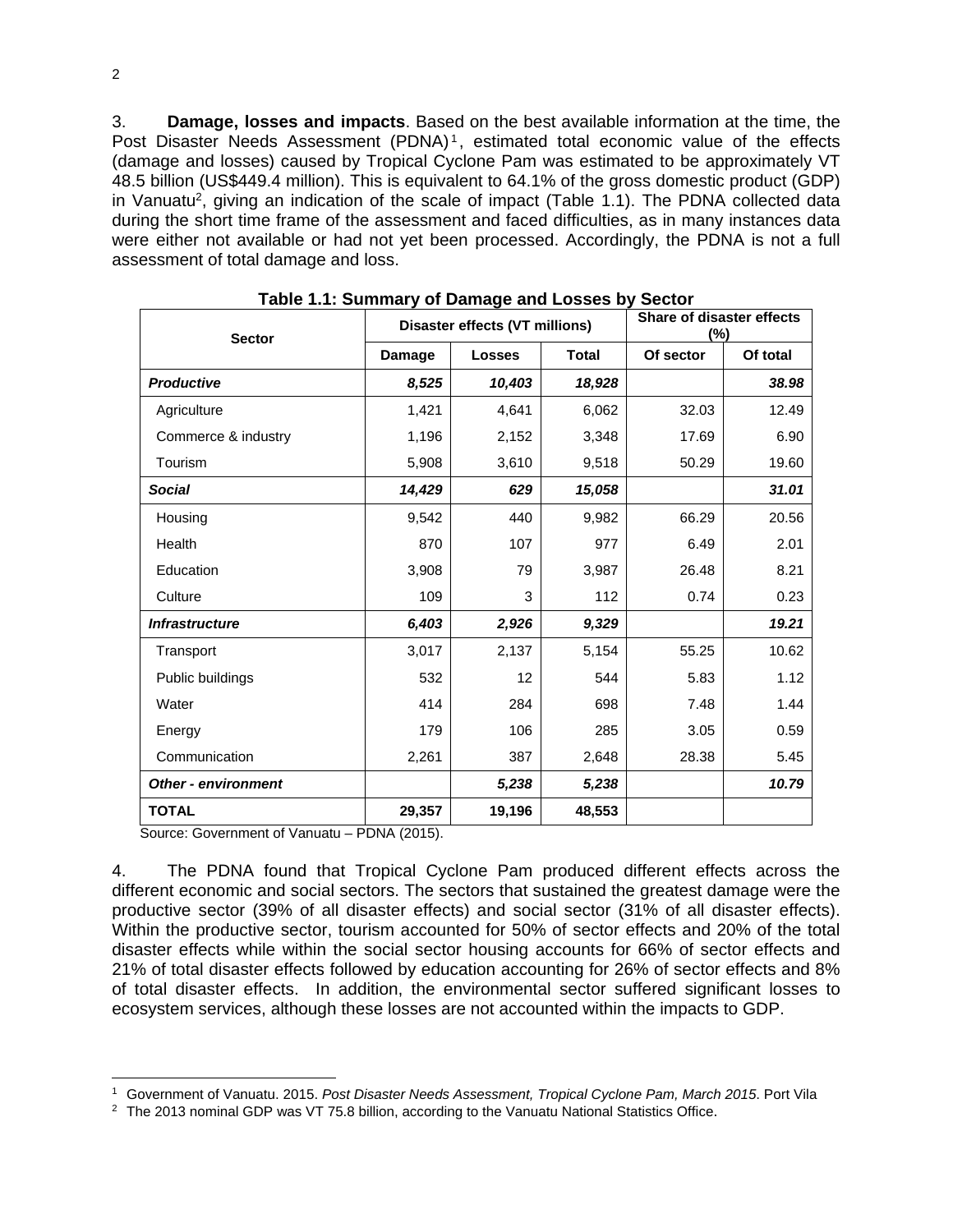3. **Damage, losses and impacts**. Based on the best available information at the time, the Post Disaster Needs Assessment (PDNA)[1], estimated total economic value of the effects (damage and losses) caused by Tropical Cyclone Pam was estimated to be approximately VT 48.5 billion (US$449.4 million). This is equivalent to 64.1% of the gross domestic product (GDP) in Vanuatu[2], giving an indication of the scale of impact (Table 1.1). The PDNA collected data during the short time frame of the assessment and faced difficulties, as in many instances data were either not available or had not yet been processed. Accordingly, the PDNA is not a full assessment of total damage and loss.

**Table 1.1: Summary of Damage and Losses by Sector**

| Sector | Disaster effects (VT millions) | | | Share of disaster effects (%) | |
|---|---|---|---|---|---|
| | Damage | Losses | Total | Of sector | Of total |
| ***Productive*** | ***8,525*** | ***10,403*** | ***18,928*** | | ***38.98*** |
| Agriculture | 1,421 | 4,641 | 6,062 | 32.03 | 12.49 |
| Commerce & industry | 1,196 | 2,152 | 3,348 | 17.69 | 6.90 |
| Tourism | 5,908 | 3,610 | 9,518 | 50.29 | 19.60 |
| ***Social*** | ***14,429*** | ***629*** | ***15,058*** | | ***31.01*** |
| Housing | 9,542 | 440 | 9,982 | 66.29 | 20.56 |
| Health | 870 | 107 | 977 | 6.49 | 2.01 |
| Education | 3,908 | 79 | 3,987 | 26.48 | 8.21 |
| Culture | 109 | 3 | 112 | 0.74 | 0.23 |
| ***Infrastructure*** | ***6,403*** | ***2,926*** | ***9,329*** | | ***19.21*** |
| Transport | 3,017 | 2,137 | 5,154 | 55.25 | 10.62 |
| Public buildings | 532 | 12 | 544 | 5.83 | 1.12 |
| Water | 414 | 284 | 698 | 7.48 | 1.44 |
| Energy | 179 | 106 | 285 | 3.05 | 0.59 |
| Communication | 2,261 | 387 | 2,648 | 28.38 | 5.45 |
| ***Other - environment*** | | ***5,238*** | ***5,238*** | | ***10.79*** |
| **TOTAL** | **29,357** | **19,196** | **48,553** | | |

Source: Government of Vanuatu – PDNA (2015).

4. The PDNA found that Tropical Cyclone Pam produced different effects across the different economic and social sectors. The sectors that sustained the greatest damage were the productive sector (39% of all disaster effects) and social sector (31% of all disaster effects). Within the productive sector, tourism accounted for 50% of sector effects and 20% of the total disaster effects while within the social sector housing accounts for 66% of sector effects and 21% of total disaster effects followed by education accounting for 26% of sector effects and 8% of total disaster effects. In addition, the environmental sector suffered significant losses to ecosystem services, although these losses are not accounted within the impacts to GDP.

---

[1] Government of Vanuatu. 2015. *Post Disaster Needs Assessment, Tropical Cyclone Pam, March 2015*. Port Vila

[2] The 2013 nominal GDP was VT 75.8 billion, according to the Vanuatu National Statistics Office.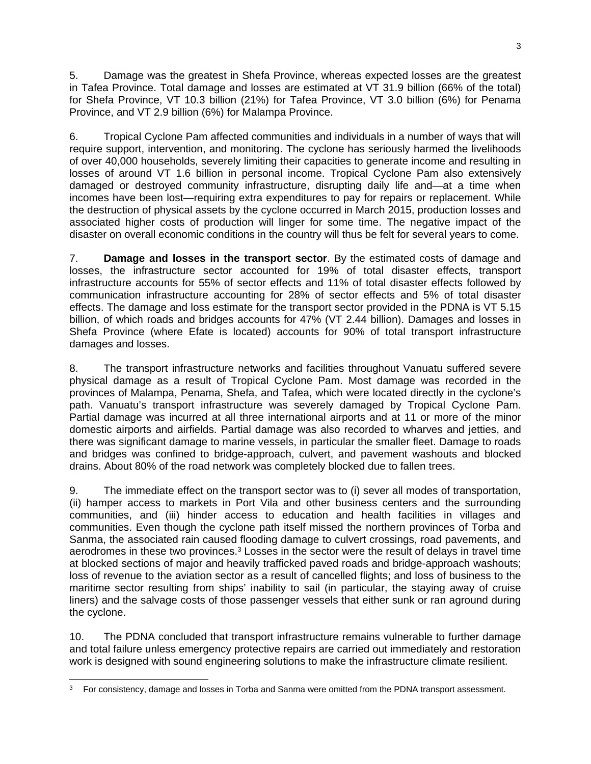5. Damage was the greatest in Shefa Province, whereas expected losses are the greatest in Tafea Province. Total damage and losses are estimated at VT 31.9 billion (66% of the total) for Shefa Province, VT 10.3 billion (21%) for Tafea Province, VT 3.0 billion (6%) for Penama Province, and VT 2.9 billion (6%) for Malampa Province.

6. Tropical Cyclone Pam affected communities and individuals in a number of ways that will require support, intervention, and monitoring. The cyclone has seriously harmed the livelihoods of over 40,000 households, severely limiting their capacities to generate income and resulting in losses of around VT 1.6 billion in personal income. Tropical Cyclone Pam also extensively damaged or destroyed community infrastructure, disrupting daily life and—at a time when incomes have been lost—requiring extra expenditures to pay for repairs or replacement. While the destruction of physical assets by the cyclone occurred in March 2015, production losses and associated higher costs of production will linger for some time. The negative impact of the disaster on overall economic conditions in the country will thus be felt for several years to come.

7. **Damage and losses in the transport sector**. By the estimated costs of damage and losses, the infrastructure sector accounted for 19% of total disaster effects, transport infrastructure accounts for 55% of sector effects and 11% of total disaster effects followed by communication infrastructure accounting for 28% of sector effects and 5% of total disaster effects. The damage and loss estimate for the transport sector provided in the PDNA is VT 5.15 billion, of which roads and bridges accounts for 47% (VT 2.44 billion). Damages and losses in Shefa Province (where Efate is located) accounts for 90% of total transport infrastructure damages and losses.

8. The transport infrastructure networks and facilities throughout Vanuatu suffered severe physical damage as a result of Tropical Cyclone Pam. Most damage was recorded in the provinces of Malampa, Penama, Shefa, and Tafea, which were located directly in the cyclone's path. Vanuatu's transport infrastructure was severely damaged by Tropical Cyclone Pam. Partial damage was incurred at all three international airports and at 11 or more of the minor domestic airports and airfields. Partial damage was also recorded to wharves and jetties, and there was significant damage to marine vessels, in particular the smaller fleet. Damage to roads and bridges was confined to bridge-approach, culvert, and pavement washouts and blocked drains. About 80% of the road network was completely blocked due to fallen trees.

9. The immediate effect on the transport sector was to (i) sever all modes of transportation, (ii) hamper access to markets in Port Vila and other business centers and the surrounding communities, and (iii) hinder access to education and health facilities in villages and communities. Even though the cyclone path itself missed the northern provinces of Torba and Sanma, the associated rain caused flooding damage to culvert crossings, road pavements, and aerodromes in these two provinces.[3] Losses in the sector were the result of delays in travel time at blocked sections of major and heavily trafficked paved roads and bridge-approach washouts; loss of revenue to the aviation sector as a result of cancelled flights; and loss of business to the maritime sector resulting from ships' inability to sail (in particular, the staying away of cruise liners) and the salvage costs of those passenger vessels that either sunk or ran aground during the cyclone.

10. The PDNA concluded that transport infrastructure remains vulnerable to further damage and total failure unless emergency protective repairs are carried out immediately and restoration work is designed with sound engineering solutions to make the infrastructure climate resilient.

[3] For consistency, damage and losses in Torba and Sanma were omitted from the PDNA transport assessment.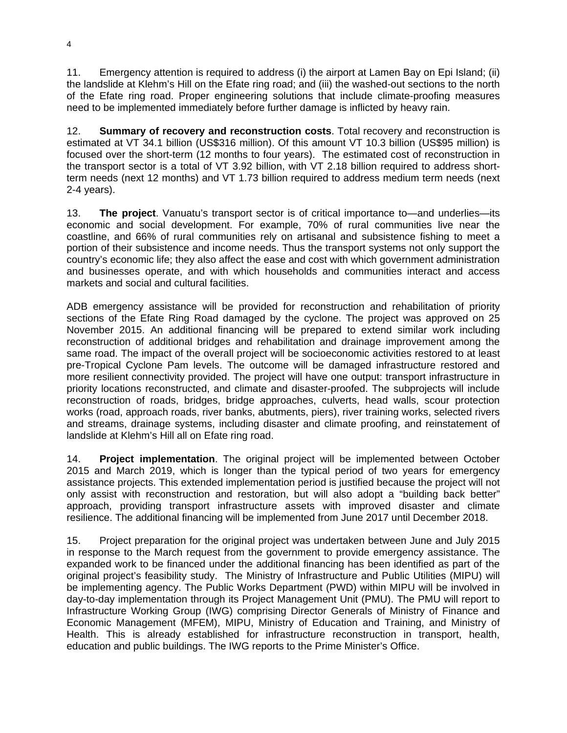11. Emergency attention is required to address (i) the airport at Lamen Bay on Epi Island; (ii) the landslide at Klehm's Hill on the Efate ring road; and (iii) the washed-out sections to the north of the Efate ring road. Proper engineering solutions that include climate-proofing measures need to be implemented immediately before further damage is inflicted by heavy rain.

12. **Summary of recovery and reconstruction costs**. Total recovery and reconstruction is estimated at VT 34.1 billion (US$316 million). Of this amount VT 10.3 billion (US$95 million) is focused over the short-term (12 months to four years). The estimated cost of reconstruction in the transport sector is a total of VT 3.92 billion, with VT 2.18 billion required to address short-term needs (next 12 months) and VT 1.73 billion required to address medium term needs (next 2-4 years).

13. **The project**. Vanuatu's transport sector is of critical importance to—and underlies—its economic and social development. For example, 70% of rural communities live near the coastline, and 66% of rural communities rely on artisanal and subsistence fishing to meet a portion of their subsistence and income needs. Thus the transport systems not only support the country's economic life; they also affect the ease and cost with which government administration and businesses operate, and with which households and communities interact and access markets and social and cultural facilities.

ADB emergency assistance will be provided for reconstruction and rehabilitation of priority sections of the Efate Ring Road damaged by the cyclone. The project was approved on 25 November 2015. An additional financing will be prepared to extend similar work including reconstruction of additional bridges and rehabilitation and drainage improvement among the same road. The impact of the overall project will be socioeconomic activities restored to at least pre-Tropical Cyclone Pam levels. The outcome will be damaged infrastructure restored and more resilient connectivity provided. The project will have one output: transport infrastructure in priority locations reconstructed, and climate and disaster-proofed. The subprojects will include reconstruction of roads, bridges, bridge approaches, culverts, head walls, scour protection works (road, approach roads, river banks, abutments, piers), river training works, selected rivers and streams, drainage systems, including disaster and climate proofing, and reinstatement of landslide at Klehm's Hill all on Efate ring road.

14. **Project implementation**. The original project will be implemented between October 2015 and March 2019, which is longer than the typical period of two years for emergency assistance projects. This extended implementation period is justified because the project will not only assist with reconstruction and restoration, but will also adopt a "building back better" approach, providing transport infrastructure assets with improved disaster and climate resilience. The additional financing will be implemented from June 2017 until December 2018.

15. Project preparation for the original project was undertaken between June and July 2015 in response to the March request from the government to provide emergency assistance. The expanded work to be financed under the additional financing has been identified as part of the original project's feasibility study. The Ministry of Infrastructure and Public Utilities (MIPU) will be implementing agency. The Public Works Department (PWD) within MIPU will be involved in day-to-day implementation through its Project Management Unit (PMU). The PMU will report to Infrastructure Working Group (IWG) comprising Director Generals of Ministry of Finance and Economic Management (MFEM), MIPU, Ministry of Education and Training, and Ministry of Health. This is already established for infrastructure reconstruction in transport, health, education and public buildings. The IWG reports to the Prime Minister's Office.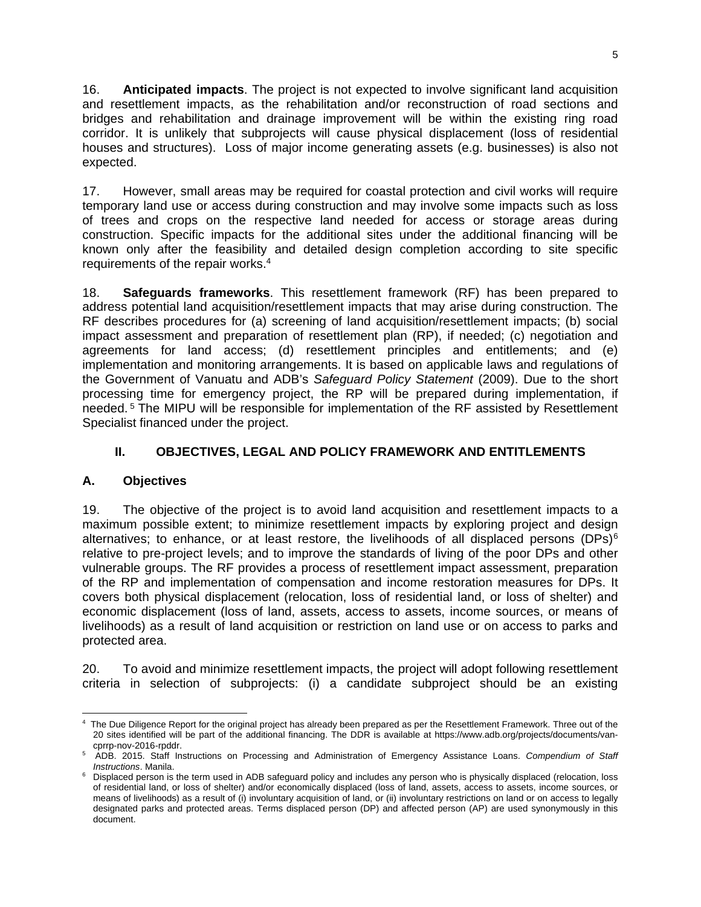16. **Anticipated impacts**. The project is not expected to involve significant land acquisition and resettlement impacts, as the rehabilitation and/or reconstruction of road sections and bridges and rehabilitation and drainage improvement will be within the existing ring road corridor. It is unlikely that subprojects will cause physical displacement (loss of residential houses and structures). Loss of major income generating assets (e.g. businesses) is also not expected.

17. However, small areas may be required for coastal protection and civil works will require temporary land use or access during construction and may involve some impacts such as loss of trees and crops on the respective land needed for access or storage areas during construction. Specific impacts for the additional sites under the additional financing will be known only after the feasibility and detailed design completion according to site specific requirements of the repair works.[4]

18. **Safeguards frameworks**. This resettlement framework (RF) has been prepared to address potential land acquisition/resettlement impacts that may arise during construction. The RF describes procedures for (a) screening of land acquisition/resettlement impacts; (b) social impact assessment and preparation of resettlement plan (RP), if needed; (c) negotiation and agreements for land access; (d) resettlement principles and entitlements; and (e) implementation and monitoring arrangements. It is based on applicable laws and regulations of the Government of Vanuatu and ADB's *Safeguard Policy Statement* (2009). Due to the short processing time for emergency project, the RP will be prepared during implementation, if needed.[5] The MIPU will be responsible for implementation of the RF assisted by Resettlement Specialist financed under the project.

## II. OBJECTIVES, LEGAL AND POLICY FRAMEWORK AND ENTITLEMENTS

### A. Objectives

19. The objective of the project is to avoid land acquisition and resettlement impacts to a maximum possible extent; to minimize resettlement impacts by exploring project and design alternatives; to enhance, or at least restore, the livelihoods of all displaced persons (DPs)[6] relative to pre-project levels; and to improve the standards of living of the poor DPs and other vulnerable groups. The RF provides a process of resettlement impact assessment, preparation of the RP and implementation of compensation and income restoration measures for DPs. It covers both physical displacement (relocation, loss of residential land, or loss of shelter) and economic displacement (loss of land, assets, access to assets, income sources, or means of livelihoods) as a result of land acquisition or restriction on land use or on access to parks and protected area.

20. To avoid and minimize resettlement impacts, the project will adopt following resettlement criteria in selection of subprojects: (i) a candidate subproject should be an existing

---

[4] The Due Diligence Report for the original project has already been prepared as per the Resettlement Framework. Three out of the 20 sites identified will be part of the additional financing. The DDR is available at https://www.adb.org/projects/documents/van-cprrp-nov-2016-rpddr.

[5] ADB. 2015. Staff Instructions on Processing and Administration of Emergency Assistance Loans. *Compendium of Staff Instructions*. Manila.

[6] Displaced person is the term used in ADB safeguard policy and includes any person who is physically displaced (relocation, loss of residential land, or loss of shelter) and/or economically displaced (loss of land, assets, access to assets, income sources, or means of livelihoods) as a result of (i) involuntary acquisition of land, or (ii) involuntary restrictions on land or on access to legally designated parks and protected areas. Terms displaced person (DP) and affected person (AP) are used synonymously in this document.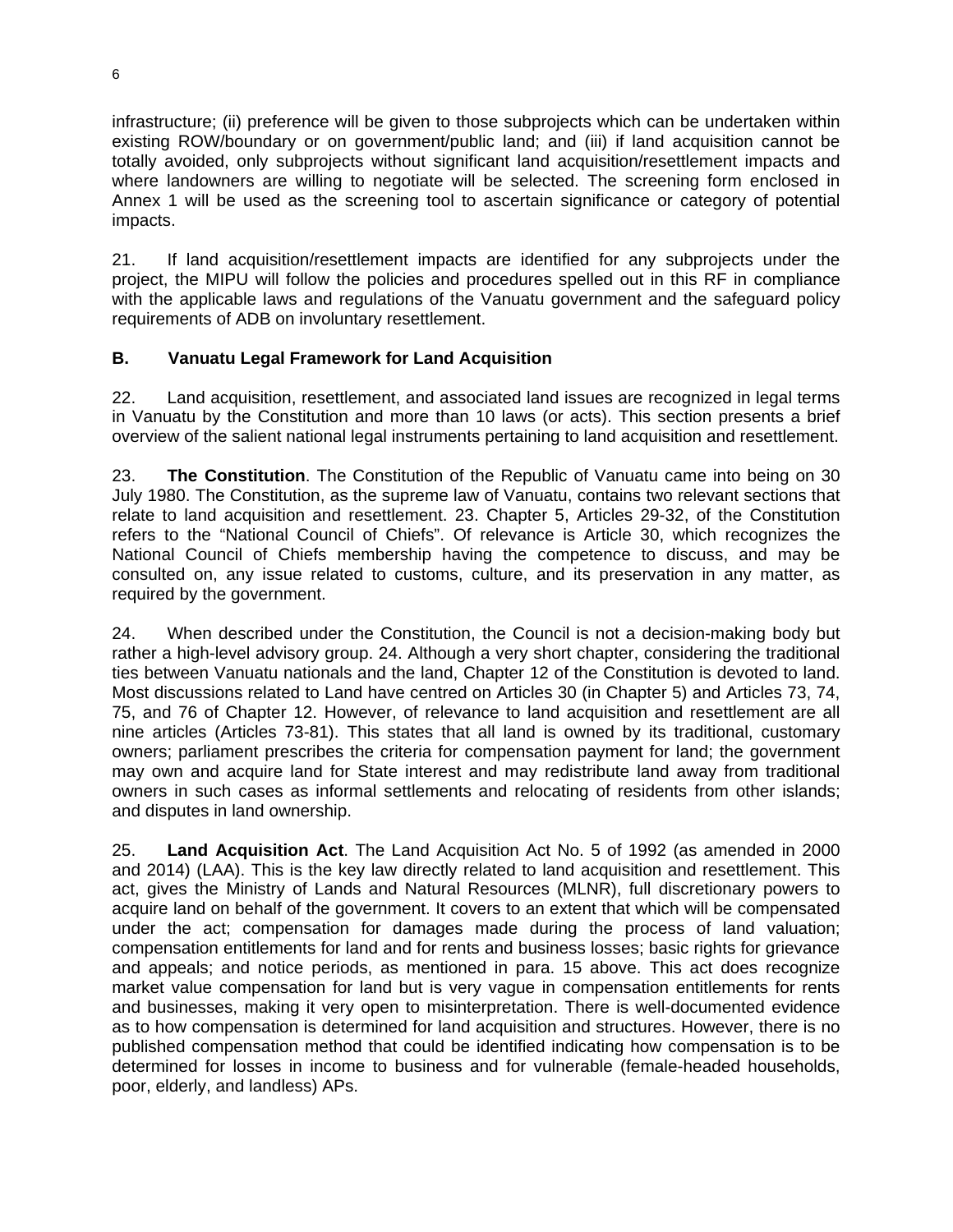infrastructure; (ii) preference will be given to those subprojects which can be undertaken within existing ROW/boundary or on government/public land; and (iii) if land acquisition cannot be totally avoided, only subprojects without significant land acquisition/resettlement impacts and where landowners are willing to negotiate will be selected. The screening form enclosed in Annex 1 will be used as the screening tool to ascertain significance or category of potential impacts.

21. If land acquisition/resettlement impacts are identified for any subprojects under the project, the MIPU will follow the policies and procedures spelled out in this RF in compliance with the applicable laws and regulations of the Vanuatu government and the safeguard policy requirements of ADB on involuntary resettlement.

## B. Vanuatu Legal Framework for Land Acquisition

22. Land acquisition, resettlement, and associated land issues are recognized in legal terms in Vanuatu by the Constitution and more than 10 laws (or acts). This section presents a brief overview of the salient national legal instruments pertaining to land acquisition and resettlement.

23. **The Constitution**. The Constitution of the Republic of Vanuatu came into being on 30 July 1980. The Constitution, as the supreme law of Vanuatu, contains two relevant sections that relate to land acquisition and resettlement. 23. Chapter 5, Articles 29-32, of the Constitution refers to the "National Council of Chiefs". Of relevance is Article 30, which recognizes the National Council of Chiefs membership having the competence to discuss, and may be consulted on, any issue related to customs, culture, and its preservation in any matter, as required by the government.

24. When described under the Constitution, the Council is not a decision-making body but rather a high-level advisory group. 24. Although a very short chapter, considering the traditional ties between Vanuatu nationals and the land, Chapter 12 of the Constitution is devoted to land. Most discussions related to Land have centred on Articles 30 (in Chapter 5) and Articles 73, 74, 75, and 76 of Chapter 12. However, of relevance to land acquisition and resettlement are all nine articles (Articles 73-81). This states that all land is owned by its traditional, customary owners; parliament prescribes the criteria for compensation payment for land; the government may own and acquire land for State interest and may redistribute land away from traditional owners in such cases as informal settlements and relocating of residents from other islands; and disputes in land ownership.

25. **Land Acquisition Act**. The Land Acquisition Act No. 5 of 1992 (as amended in 2000 and 2014) (LAA). This is the key law directly related to land acquisition and resettlement. This act, gives the Ministry of Lands and Natural Resources (MLNR), full discretionary powers to acquire land on behalf of the government. It covers to an extent that which will be compensated under the act; compensation for damages made during the process of land valuation; compensation entitlements for land and for rents and business losses; basic rights for grievance and appeals; and notice periods, as mentioned in para. 15 above. This act does recognize market value compensation for land but is very vague in compensation entitlements for rents and businesses, making it very open to misinterpretation. There is well-documented evidence as to how compensation is determined for land acquisition and structures. However, there is no published compensation method that could be identified indicating how compensation is to be determined for losses in income to business and for vulnerable (female-headed households, poor, elderly, and landless) APs.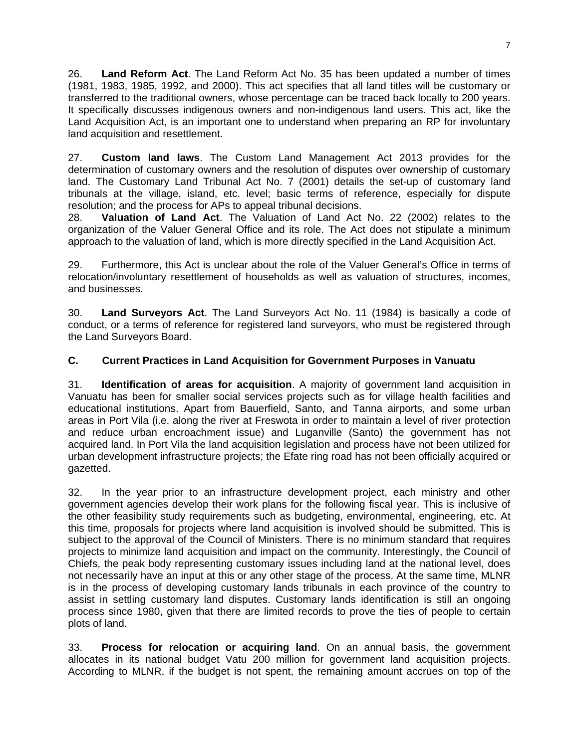26. **Land Reform Act**. The Land Reform Act No. 35 has been updated a number of times (1981, 1983, 1985, 1992, and 2000). This act specifies that all land titles will be customary or transferred to the traditional owners, whose percentage can be traced back locally to 200 years. It specifically discusses indigenous owners and non-indigenous land users. This act, like the Land Acquisition Act, is an important one to understand when preparing an RP for involuntary land acquisition and resettlement.

27. **Custom land laws**. The Custom Land Management Act 2013 provides for the determination of customary owners and the resolution of disputes over ownership of customary land. The Customary Land Tribunal Act No. 7 (2001) details the set-up of customary land tribunals at the village, island, etc. level; basic terms of reference, especially for dispute resolution; and the process for APs to appeal tribunal decisions.

28. **Valuation of Land Act**. The Valuation of Land Act No. 22 (2002) relates to the organization of the Valuer General Office and its role. The Act does not stipulate a minimum approach to the valuation of land, which is more directly specified in the Land Acquisition Act.

29. Furthermore, this Act is unclear about the role of the Valuer General's Office in terms of relocation/involuntary resettlement of households as well as valuation of structures, incomes, and businesses.

30. **Land Surveyors Act**. The Land Surveyors Act No. 11 (1984) is basically a code of conduct, or a terms of reference for registered land surveyors, who must be registered through the Land Surveyors Board.

### C. Current Practices in Land Acquisition for Government Purposes in Vanuatu

31. **Identification of areas for acquisition**. A majority of government land acquisition in Vanuatu has been for smaller social services projects such as for village health facilities and educational institutions. Apart from Bauerfield, Santo, and Tanna airports, and some urban areas in Port Vila (i.e. along the river at Freswota in order to maintain a level of river protection and reduce urban encroachment issue) and Luganville (Santo) the government has not acquired land. In Port Vila the land acquisition legislation and process have not been utilized for urban development infrastructure projects; the Efate ring road has not been officially acquired or gazetted.

32. In the year prior to an infrastructure development project, each ministry and other government agencies develop their work plans for the following fiscal year. This is inclusive of the other feasibility study requirements such as budgeting, environmental, engineering, etc. At this time, proposals for projects where land acquisition is involved should be submitted. This is subject to the approval of the Council of Ministers. There is no minimum standard that requires projects to minimize land acquisition and impact on the community. Interestingly, the Council of Chiefs, the peak body representing customary issues including land at the national level, does not necessarily have an input at this or any other stage of the process. At the same time, MLNR is in the process of developing customary lands tribunals in each province of the country to assist in settling customary land disputes. Customary lands identification is still an ongoing process since 1980, given that there are limited records to prove the ties of people to certain plots of land.

33. **Process for relocation or acquiring land**. On an annual basis, the government allocates in its national budget Vatu 200 million for government land acquisition projects. According to MLNR, if the budget is not spent, the remaining amount accrues on top of the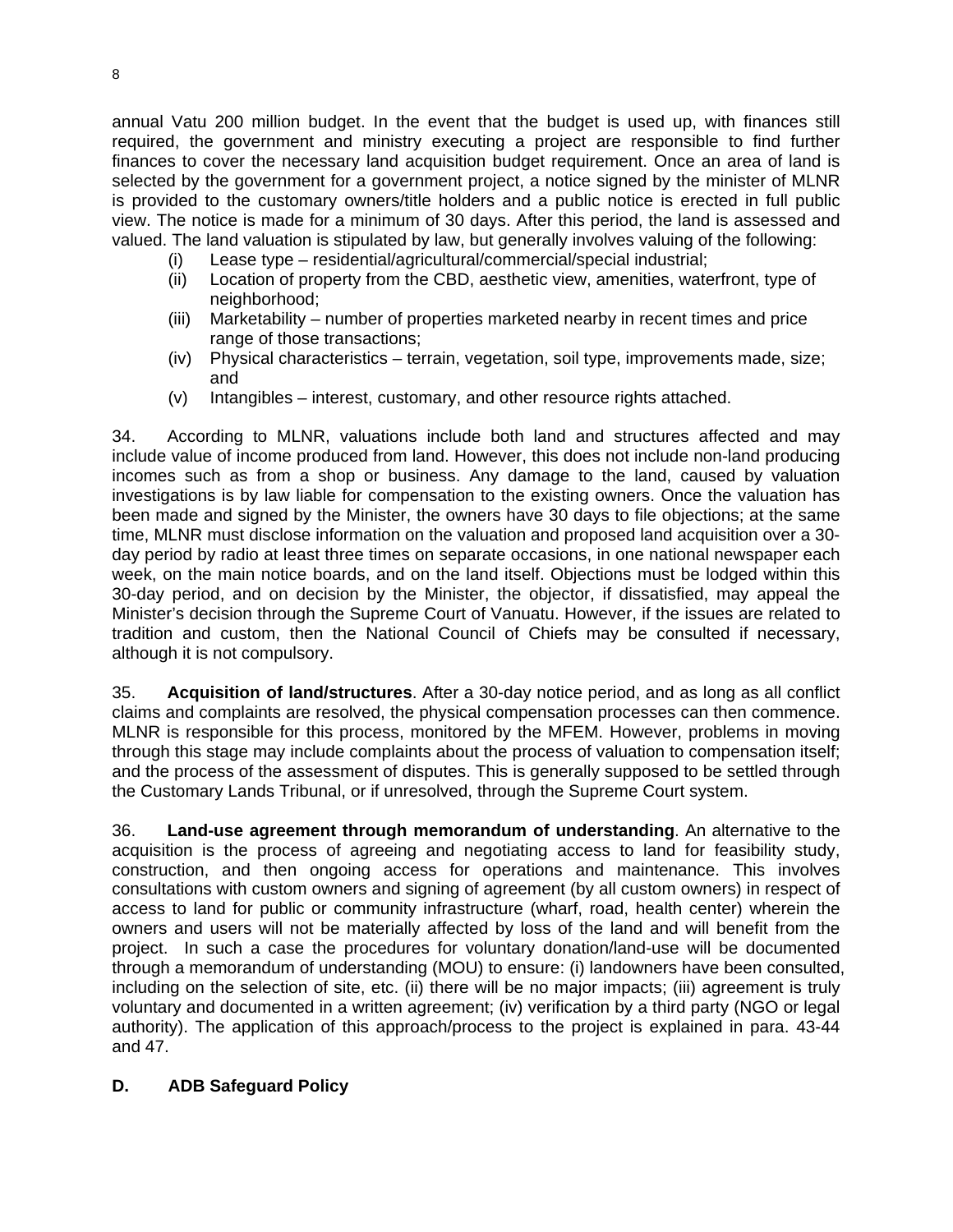annual Vatu 200 million budget. In the event that the budget is used up, with finances still required, the government and ministry executing a project are responsible to find further finances to cover the necessary land acquisition budget requirement. Once an area of land is selected by the government for a government project, a notice signed by the minister of MLNR is provided to the customary owners/title holders and a public notice is erected in full public view. The notice is made for a minimum of 30 days. After this period, the land is assessed and valued. The land valuation is stipulated by law, but generally involves valuing of the following:

(i) Lease type – residential/agricultural/commercial/special industrial;
(ii) Location of property from the CBD, aesthetic view, amenities, waterfront, type of neighborhood;
(iii) Marketability – number of properties marketed nearby in recent times and price range of those transactions;
(iv) Physical characteristics – terrain, vegetation, soil type, improvements made, size; and
(v) Intangibles – interest, customary, and other resource rights attached.

34. According to MLNR, valuations include both land and structures affected and may include value of income produced from land. However, this does not include non-land producing incomes such as from a shop or business. Any damage to the land, caused by valuation investigations is by law liable for compensation to the existing owners. Once the valuation has been made and signed by the Minister, the owners have 30 days to file objections; at the same time, MLNR must disclose information on the valuation and proposed land acquisition over a 30-day period by radio at least three times on separate occasions, in one national newspaper each week, on the main notice boards, and on the land itself. Objections must be lodged within this 30-day period, and on decision by the Minister, the objector, if dissatisfied, may appeal the Minister's decision through the Supreme Court of Vanuatu. However, if the issues are related to tradition and custom, then the National Council of Chiefs may be consulted if necessary, although it is not compulsory.

35. **Acquisition of land/structures**. After a 30-day notice period, and as long as all conflict claims and complaints are resolved, the physical compensation processes can then commence. MLNR is responsible for this process, monitored by the MFEM. However, problems in moving through this stage may include complaints about the process of valuation to compensation itself; and the process of the assessment of disputes. This is generally supposed to be settled through the Customary Lands Tribunal, or if unresolved, through the Supreme Court system.

36. **Land-use agreement through memorandum of understanding**. An alternative to the acquisition is the process of agreeing and negotiating access to land for feasibility study, construction, and then ongoing access for operations and maintenance. This involves consultations with custom owners and signing of agreement (by all custom owners) in respect of access to land for public or community infrastructure (wharf, road, health center) wherein the owners and users will not be materially affected by loss of the land and will benefit from the project. In such a case the procedures for voluntary donation/land-use will be documented through a memorandum of understanding (MOU) to ensure: (i) landowners have been consulted, including on the selection of site, etc. (ii) there will be no major impacts; (iii) agreement is truly voluntary and documented in a written agreement; (iv) verification by a third party (NGO or legal authority). The application of this approach/process to the project is explained in para. 43-44 and 47.

## D. ADB Safeguard Policy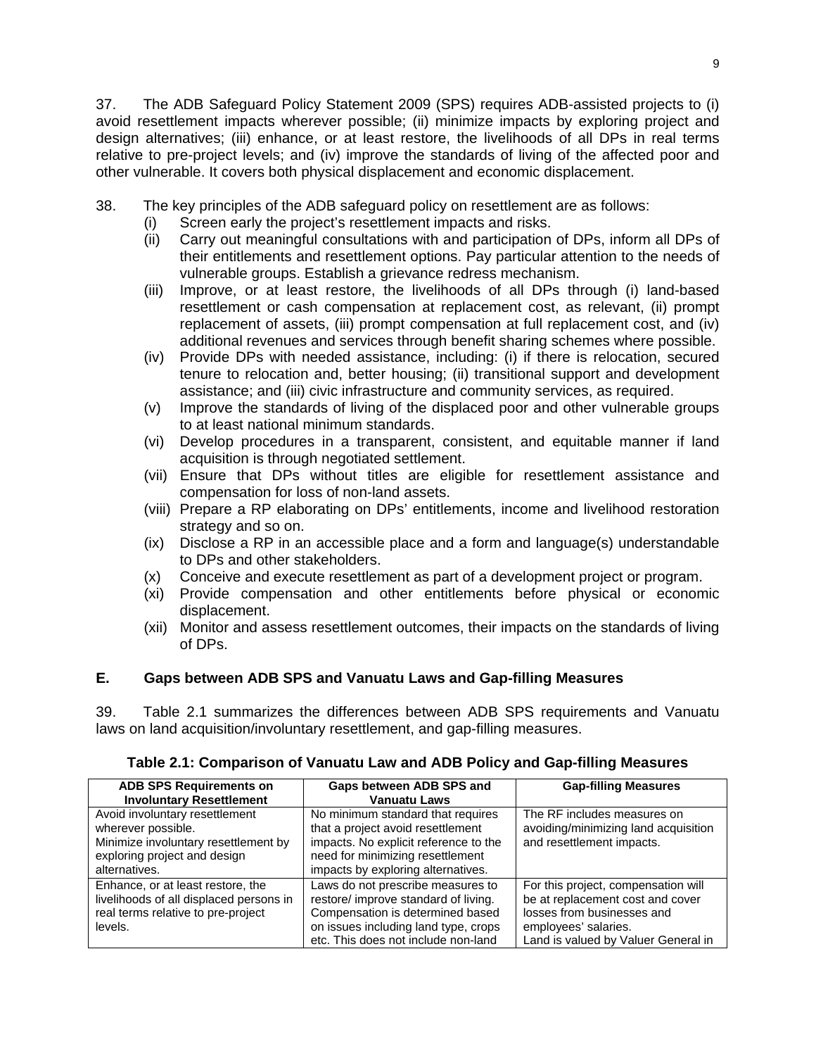37. The ADB Safeguard Policy Statement 2009 (SPS) requires ADB-assisted projects to (i) avoid resettlement impacts wherever possible; (ii) minimize impacts by exploring project and design alternatives; (iii) enhance, or at least restore, the livelihoods of all DPs in real terms relative to pre-project levels; and (iv) improve the standards of living of the affected poor and other vulnerable. It covers both physical displacement and economic displacement.

38. The key principles of the ADB safeguard policy on resettlement are as follows:

- (i) Screen early the project's resettlement impacts and risks.
- (ii) Carry out meaningful consultations with and participation of DPs, inform all DPs of their entitlements and resettlement options. Pay particular attention to the needs of vulnerable groups. Establish a grievance redress mechanism.
- (iii) Improve, or at least restore, the livelihoods of all DPs through (i) land-based resettlement or cash compensation at replacement cost, as relevant, (ii) prompt replacement of assets, (iii) prompt compensation at full replacement cost, and (iv) additional revenues and services through benefit sharing schemes where possible.
- (iv) Provide DPs with needed assistance, including: (i) if there is relocation, secured tenure to relocation and, better housing; (ii) transitional support and development assistance; and (iii) civic infrastructure and community services, as required.
- (v) Improve the standards of living of the displaced poor and other vulnerable groups to at least national minimum standards.
- (vi) Develop procedures in a transparent, consistent, and equitable manner if land acquisition is through negotiated settlement.
- (vii) Ensure that DPs without titles are eligible for resettlement assistance and compensation for loss of non-land assets.
- (viii) Prepare a RP elaborating on DPs' entitlements, income and livelihood restoration strategy and so on.
- (ix) Disclose a RP in an accessible place and a form and language(s) understandable to DPs and other stakeholders.
- (x) Conceive and execute resettlement as part of a development project or program.
- (xi) Provide compensation and other entitlements before physical or economic displacement.
- (xii) Monitor and assess resettlement outcomes, their impacts on the standards of living of DPs.

## E. Gaps between ADB SPS and Vanuatu Laws and Gap-filling Measures

39. Table 2.1 summarizes the differences between ADB SPS requirements and Vanuatu laws on land acquisition/involuntary resettlement, and gap-filling measures.

**Table 2.1: Comparison of Vanuatu Law and ADB Policy and Gap-filling Measures**

| ADB SPS Requirements on Involuntary Resettlement | Gaps between ADB SPS and Vanuatu Laws | Gap-filling Measures |
|---|---|---|
| Avoid involuntary resettlement wherever possible. Minimize involuntary resettlement by exploring project and design alternatives. | No minimum standard that requires that a project avoid resettlement impacts. No explicit reference to the need for minimizing resettlement impacts by exploring alternatives. | The RF includes measures on avoiding/minimizing land acquisition and resettlement impacts. |
| Enhance, or at least restore, the livelihoods of all displaced persons in real terms relative to pre-project levels. | Laws do not prescribe measures to restore/ improve standard of living. Compensation is determined based on issues including land type, crops etc. This does not include non-land | For this project, compensation will be at replacement cost and cover losses from businesses and employees' salaries. Land is valued by Valuer General in |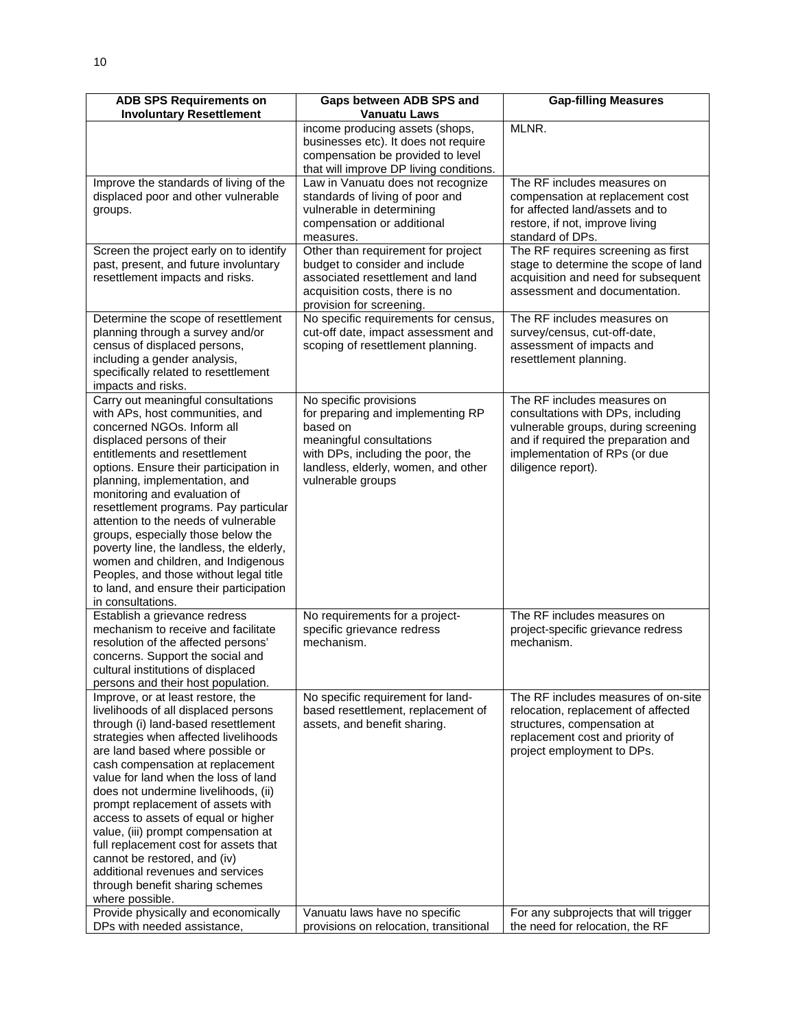| ADB SPS Requirements on Involuntary Resettlement | Gaps between ADB SPS and Vanuatu Laws | Gap-filling Measures |
|---|---|---|
| | income producing assets (shops, businesses etc). It does not require compensation be provided to level that will improve DP living conditions. | MLNR. |
| Improve the standards of living of the displaced poor and other vulnerable groups. | Law in Vanuatu does not recognize standards of living of poor and vulnerable in determining compensation or additional measures. | The RF includes measures on compensation at replacement cost for affected land/assets and to restore, if not, improve living standard of DPs. |
| Screen the project early on to identify past, present, and future involuntary resettlement impacts and risks. | Other than requirement for project budget to consider and include associated resettlement and land acquisition costs, there is no provision for screening. | The RF requires screening as first stage to determine the scope of land acquisition and need for subsequent assessment and documentation. |
| Determine the scope of resettlement planning through a survey and/or census of displaced persons, including a gender analysis, specifically related to resettlement impacts and risks. | No specific requirements for census, cut-off date, impact assessment and scoping of resettlement planning. | The RF includes measures on survey/census, cut-off-date, assessment of impacts and resettlement planning. |
| Carry out meaningful consultations with APs, host communities, and concerned NGOs. Inform all displaced persons of their entitlements and resettlement options. Ensure their participation in planning, implementation, and monitoring and evaluation of resettlement programs. Pay particular attention to the needs of vulnerable groups, especially those below the poverty line, the landless, the elderly, women and children, and Indigenous Peoples, and those without legal title to land, and ensure their participation in consultations. | No specific provisions for preparing and implementing RP based on meaningful consultations with DPs, including the poor, the landless, elderly, women, and other vulnerable groups | The RF includes measures on consultations with DPs, including vulnerable groups, during screening and if required the preparation and implementation of RPs (or due diligence report). |
| Establish a grievance redress mechanism to receive and facilitate resolution of the affected persons' concerns. Support the social and cultural institutions of displaced persons and their host population. | No requirements for a project-specific grievance redress mechanism. | The RF includes measures on project-specific grievance redress mechanism. |
| Improve, or at least restore, the livelihoods of all displaced persons through (i) land-based resettlement strategies when affected livelihoods are land based where possible or cash compensation at replacement value for land when the loss of land does not undermine livelihoods, (ii) prompt replacement of assets with access to assets of equal or higher value, (iii) prompt compensation at full replacement cost for assets that cannot be restored, and (iv) additional revenues and services through benefit sharing schemes where possible. | No specific requirement for land-based resettlement, replacement of assets, and benefit sharing. | The RF includes measures of on-site relocation, replacement of affected structures, compensation at replacement cost and priority of project employment to DPs. |
| Provide physically and economically DPs with needed assistance, | Vanuatu laws have no specific provisions on relocation, transitional | For any subprojects that will trigger the need for relocation, the RF |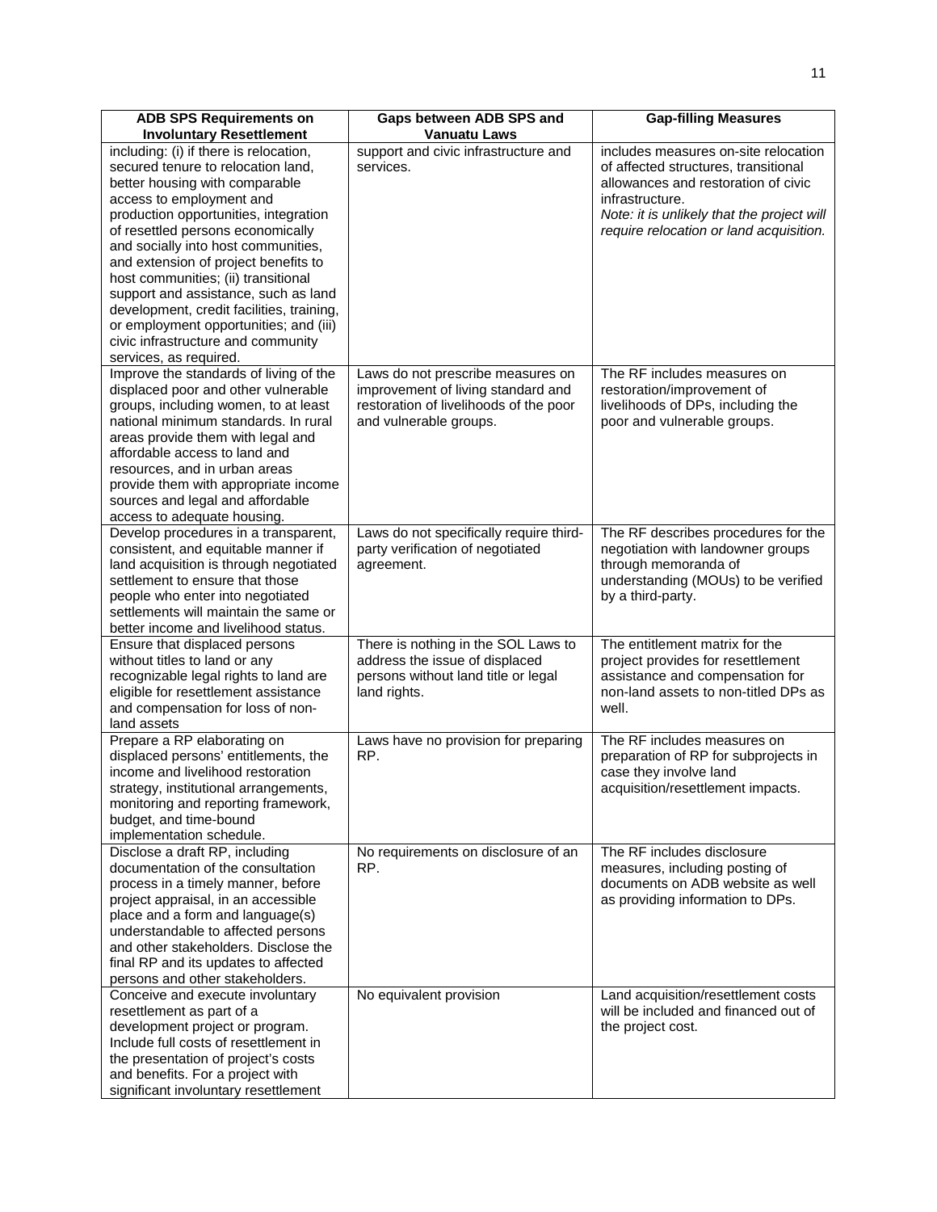| ADB SPS Requirements on Involuntary Resettlement | Gaps between ADB SPS and Vanuatu Laws | Gap-filling Measures |
|---|---|---|
| including: (i) if there is relocation, secured tenure to relocation land, better housing with comparable access to employment and production opportunities, integration of resettled persons economically and socially into host communities, and extension of project benefits to host communities; (ii) transitional support and assistance, such as land development, credit facilities, training, or employment opportunities; and (iii) civic infrastructure and community services, as required. | support and civic infrastructure and services. | includes measures on-site relocation of affected structures, transitional allowances and restoration of civic infrastructure. *Note: it is unlikely that the project will require relocation or land acquisition.* |
| Improve the standards of living of the displaced poor and other vulnerable groups, including women, to at least national minimum standards. In rural areas provide them with legal and affordable access to land and resources, and in urban areas provide them with appropriate income sources and legal and affordable access to adequate housing. | Laws do not prescribe measures on improvement of living standard and restoration of livelihoods of the poor and vulnerable groups. | The RF includes measures on restoration/improvement of livelihoods of DPs, including the poor and vulnerable groups. |
| Develop procedures in a transparent, consistent, and equitable manner if land acquisition is through negotiated settlement to ensure that those people who enter into negotiated settlements will maintain the same or better income and livelihood status. | Laws do not specifically require third-party verification of negotiated agreement. | The RF describes procedures for the negotiation with landowner groups through memoranda of understanding (MOUs) to be verified by a third-party. |
| Ensure that displaced persons without titles to land or any recognizable legal rights to land are eligible for resettlement assistance and compensation for loss of non-land assets | There is nothing in the SOL Laws to address the issue of displaced persons without land title or legal land rights. | The entitlement matrix for the project provides for resettlement assistance and compensation for non-land assets to non-titled DPs as well. |
| Prepare a RP elaborating on displaced persons' entitlements, the income and livelihood restoration strategy, institutional arrangements, monitoring and reporting framework, budget, and time-bound implementation schedule. | Laws have no provision for preparing RP. | The RF includes measures on preparation of RP for subprojects in case they involve land acquisition/resettlement impacts. |
| Disclose a draft RP, including documentation of the consultation process in a timely manner, before project appraisal, in an accessible place and a form and language(s) understandable to affected persons and other stakeholders. Disclose the final RP and its updates to affected persons and other stakeholders. | No requirements on disclosure of an RP. | The RF includes disclosure measures, including posting of documents on ADB website as well as providing information to DPs. |
| Conceive and execute involuntary resettlement as part of a development project or program. Include full costs of resettlement in the presentation of project's costs and benefits. For a project with significant involuntary resettlement | No equivalent provision | Land acquisition/resettlement costs will be included and financed out of the project cost. |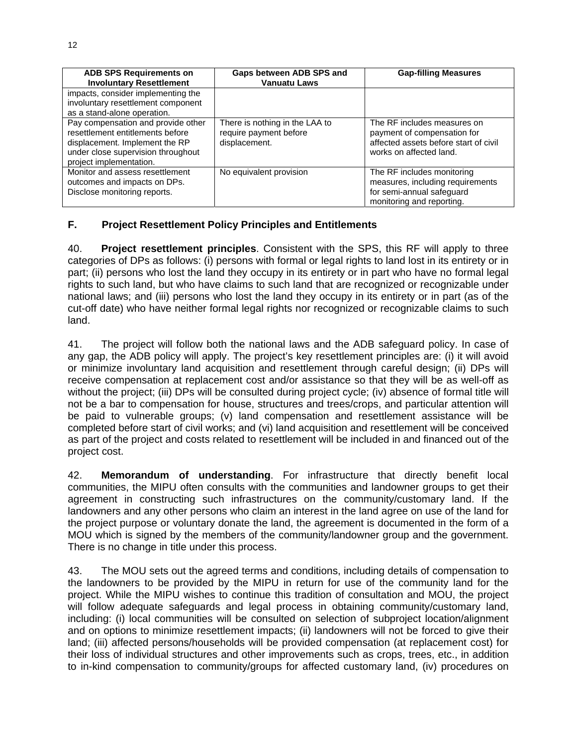| ADB SPS Requirements on Involuntary Resettlement | Gaps between ADB SPS and Vanuatu Laws | Gap-filling Measures |
|---|---|---|
| impacts, consider implementing the involuntary resettlement component as a stand-alone operation. | | |
| Pay compensation and provide other resettlement entitlements before displacement. Implement the RP under close supervision throughout project implementation. | There is nothing in the LAA to require payment before displacement. | The RF includes measures on payment of compensation for affected assets before start of civil works on affected land. |
| Monitor and assess resettlement outcomes and impacts on DPs. Disclose monitoring reports. | No equivalent provision | The RF includes monitoring measures, including requirements for semi-annual safeguard monitoring and reporting. |

## F. Project Resettlement Policy Principles and Entitlements

40. **Project resettlement principles**. Consistent with the SPS, this RF will apply to three categories of DPs as follows: (i) persons with formal or legal rights to land lost in its entirety or in part; (ii) persons who lost the land they occupy in its entirety or in part who have no formal legal rights to such land, but who have claims to such land that are recognized or recognizable under national laws; and (iii) persons who lost the land they occupy in its entirety or in part (as of the cut-off date) who have neither formal legal rights nor recognized or recognizable claims to such land.

41. The project will follow both the national laws and the ADB safeguard policy. In case of any gap, the ADB policy will apply. The project's key resettlement principles are: (i) it will avoid or minimize involuntary land acquisition and resettlement through careful design; (ii) DPs will receive compensation at replacement cost and/or assistance so that they will be as well-off as without the project; (iii) DPs will be consulted during project cycle; (iv) absence of formal title will not be a bar to compensation for house, structures and trees/crops, and particular attention will be paid to vulnerable groups; (v) land compensation and resettlement assistance will be completed before start of civil works; and (vi) land acquisition and resettlement will be conceived as part of the project and costs related to resettlement will be included in and financed out of the project cost.

42. **Memorandum of understanding**. For infrastructure that directly benefit local communities, the MIPU often consults with the communities and landowner groups to get their agreement in constructing such infrastructures on the community/customary land. If the landowners and any other persons who claim an interest in the land agree on use of the land for the project purpose or voluntary donate the land, the agreement is documented in the form of a MOU which is signed by the members of the community/landowner group and the government. There is no change in title under this process.

43. The MOU sets out the agreed terms and conditions, including details of compensation to the landowners to be provided by the MIPU in return for use of the community land for the project. While the MIPU wishes to continue this tradition of consultation and MOU, the project will follow adequate safeguards and legal process in obtaining community/customary land, including: (i) local communities will be consulted on selection of subproject location/alignment and on options to minimize resettlement impacts; (ii) landowners will not be forced to give their land; (iii) affected persons/households will be provided compensation (at replacement cost) for their loss of individual structures and other improvements such as crops, trees, etc., in addition to in-kind compensation to community/groups for affected customary land, (iv) procedures on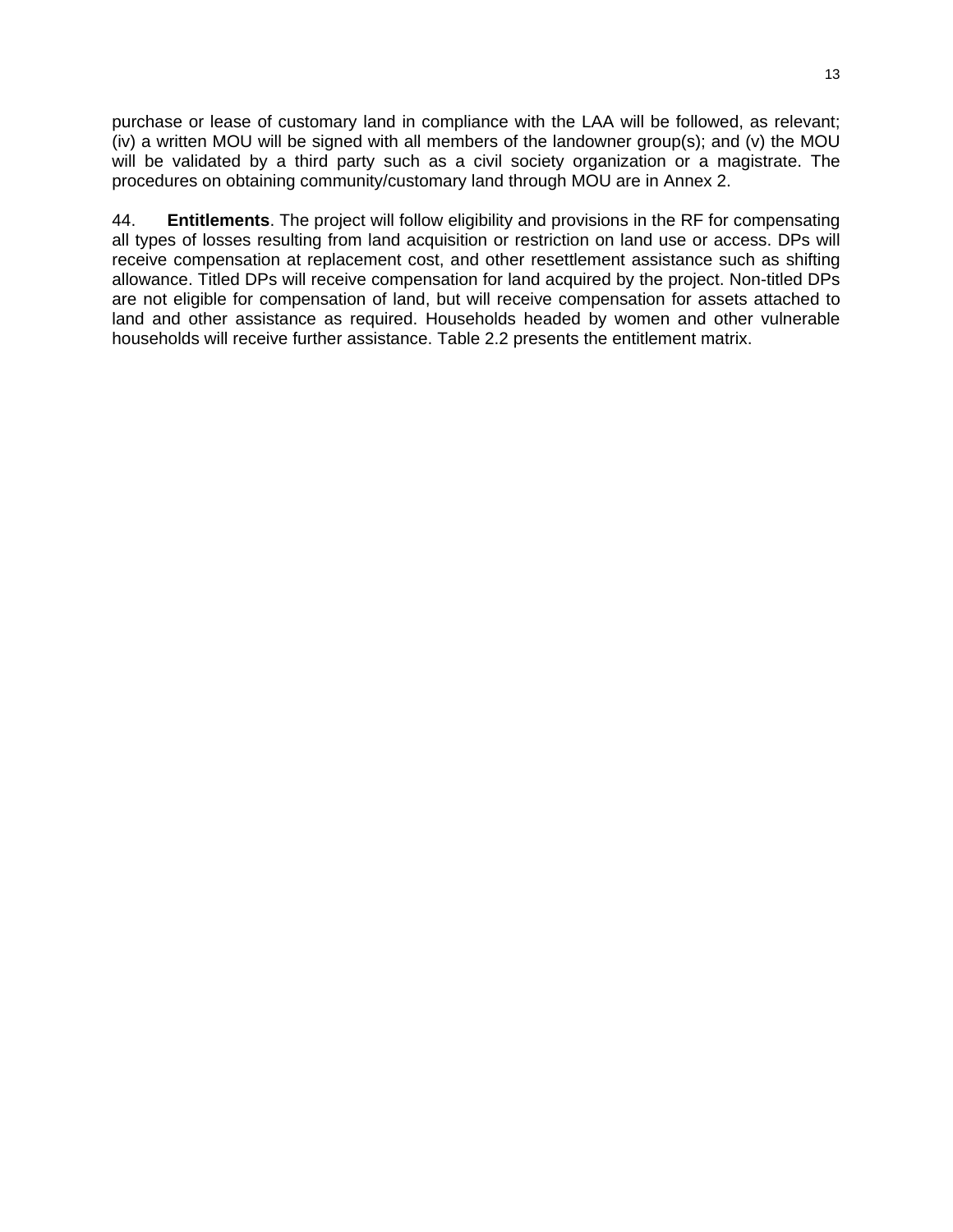purchase or lease of customary land in compliance with the LAA will be followed, as relevant; (iv) a written MOU will be signed with all members of the landowner group(s); and (v) the MOU will be validated by a third party such as a civil society organization or a magistrate. The procedures on obtaining community/customary land through MOU are in Annex 2.

44. **Entitlements**. The project will follow eligibility and provisions in the RF for compensating all types of losses resulting from land acquisition or restriction on land use or access. DPs will receive compensation at replacement cost, and other resettlement assistance such as shifting allowance. Titled DPs will receive compensation for land acquired by the project. Non-titled DPs are not eligible for compensation of land, but will receive compensation for assets attached to land and other assistance as required. Households headed by women and other vulnerable households will receive further assistance. Table 2.2 presents the entitlement matrix.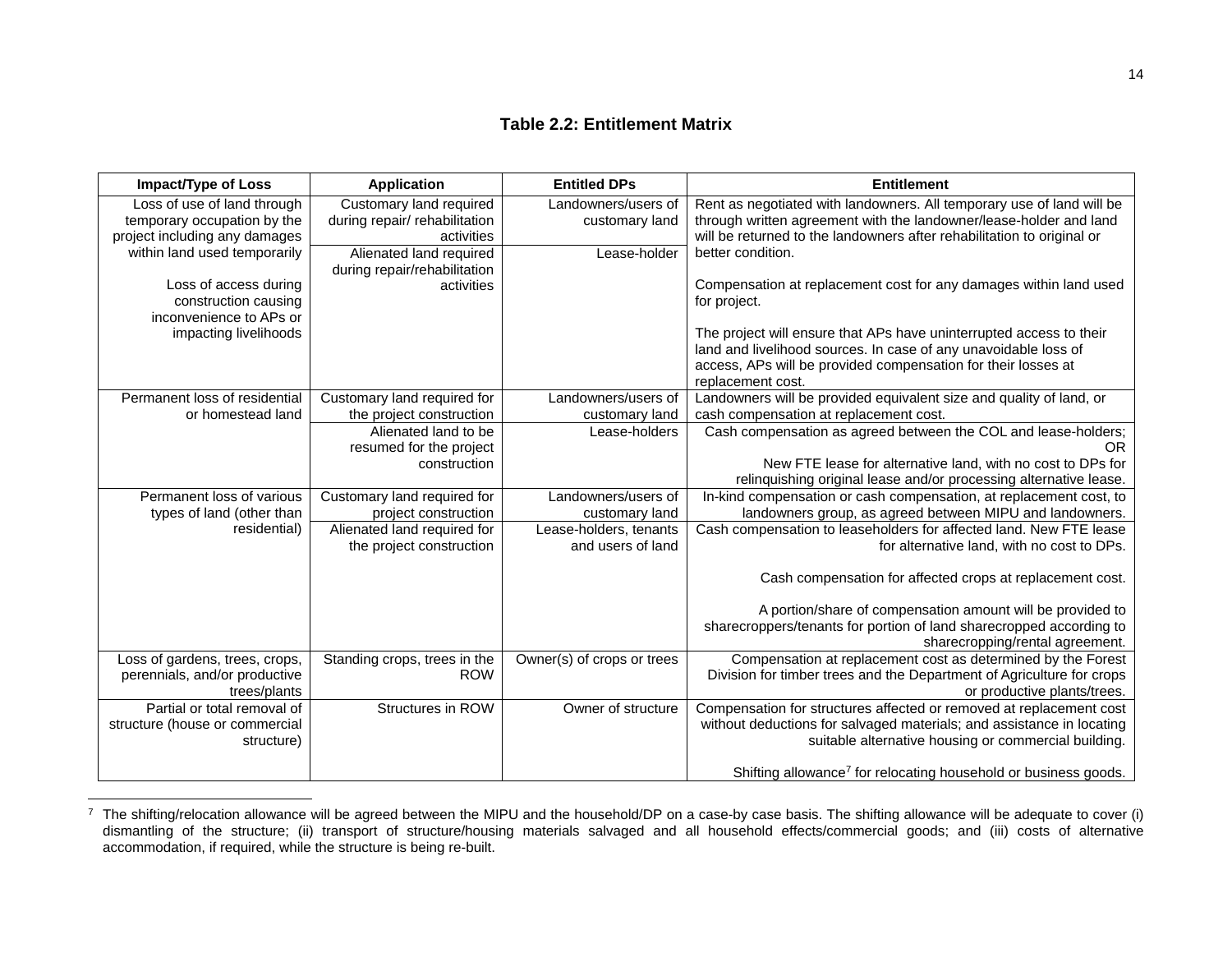**Table 2.2: Entitlement Matrix**

| Impact/Type of Loss | Application | Entitled DPs | Entitlement |
|---|---|---|---|
| Loss of use of land through temporary occupation by the project including any damages within land used temporarily<br><br>Loss of access during construction causing inconvenience to APs or impacting livelihoods | Customary land required during repair/ rehabilitation activities | Landowners/users of customary land | Rent as negotiated with landowners. All temporary use of land will be through written agreement with the landowner/lease-holder and land will be returned to the landowners after rehabilitation to original or better condition.<br><br>Compensation at replacement cost for any damages within land used for project.<br><br>The project will ensure that APs have uninterrupted access to their land and livelihood sources. In case of any unavoidable loss of access, APs will be provided compensation for their losses at replacement cost. |
| | Alienated land required during repair/rehabilitation activities | Lease-holder | |
| Permanent loss of residential or homestead land | Customary land required for the project construction | Landowners/users of customary land | Landowners will be provided equivalent size and quality of land, or cash compensation at replacement cost. |
| | Alienated land to be resumed for the project construction | Lease-holders | Cash compensation as agreed between the COL and lease-holders; OR<br>New FTE lease for alternative land, with no cost to DPs for relinquishing original lease and/or processing alternative lease. |
| Permanent loss of various types of land (other than residential) | Customary land required for project construction | Landowners/users of customary land | In-kind compensation or cash compensation, at replacement cost, to landowners group, as agreed between MIPU and landowners. |
| | Alienated land required for the project construction | Lease-holders, tenants and users of land | Cash compensation to leaseholders for affected land. New FTE lease for alternative land, with no cost to DPs.<br><br>Cash compensation for affected crops at replacement cost.<br><br>A portion/share of compensation amount will be provided to sharecroppers/tenants for portion of land sharecropped according to sharecropping/rental agreement. |
| Loss of gardens, trees, crops, perennials, and/or productive trees/plants | Standing crops, trees in the ROW | Owner(s) of crops or trees | Compensation at replacement cost as determined by the Forest Division for timber trees and the Department of Agriculture for crops or productive plants/trees. |
| Partial or total removal of structure (house or commercial structure) | Structures in ROW | Owner of structure | Compensation for structures affected or removed at replacement cost without deductions for salvaged materials; and assistance in locating suitable alternative housing or commercial building.<br><br>Shifting allowance[7] for relocating household or business goods. |

[7] The shifting/relocation allowance will be agreed between the MIPU and the household/DP on a case-by case basis. The shifting allowance will be adequate to cover (i) dismantling of the structure; (ii) transport of structure/housing materials salvaged and all household effects/commercial goods; and (iii) costs of alternative accommodation, if required, while the structure is being re-built.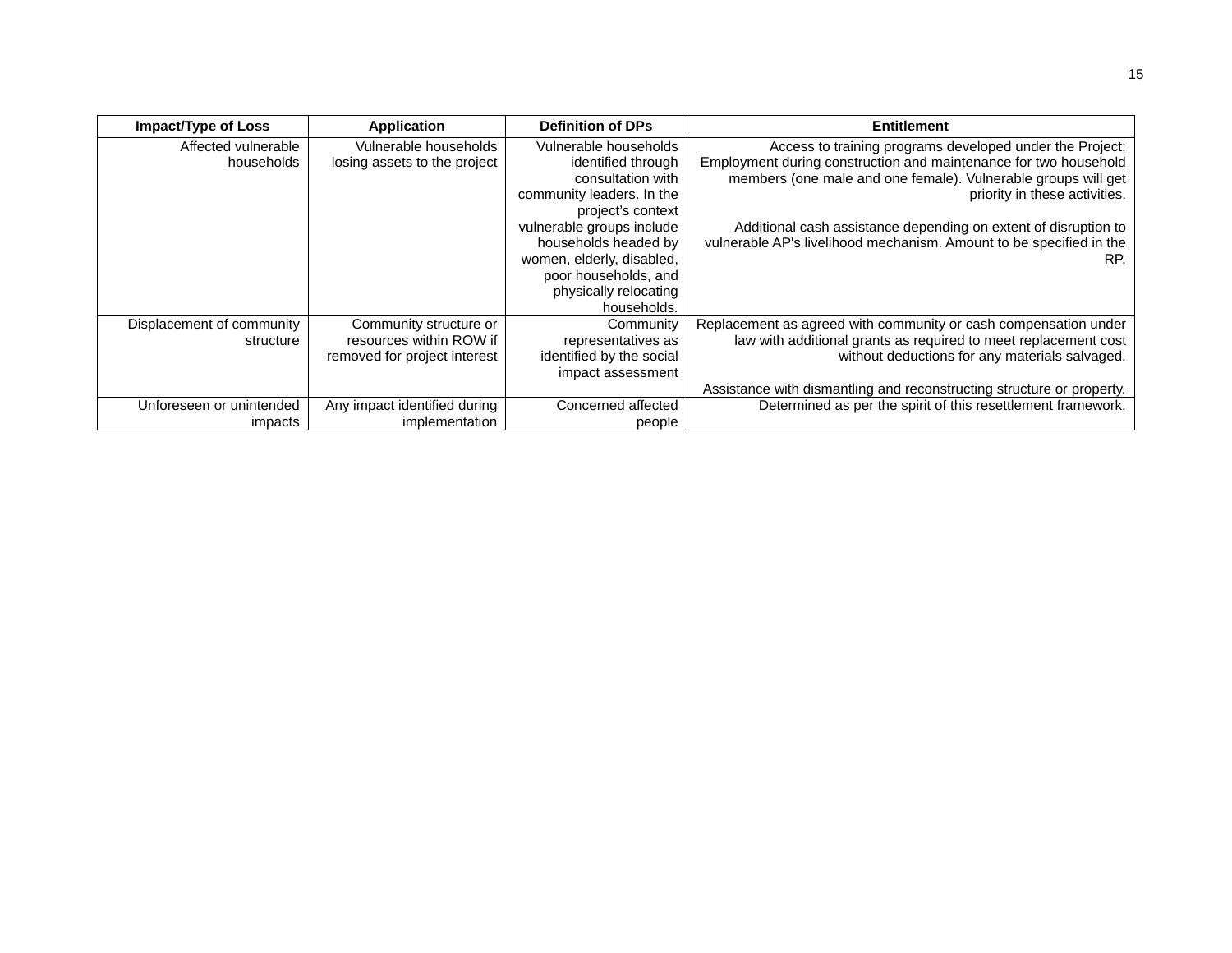| Impact/Type of Loss | Application | Definition of DPs | Entitlement |
|---|---|---|---|
| Affected vulnerable households | Vulnerable households losing assets to the project | Vulnerable households identified through consultation with community leaders. In the project's context vulnerable groups include households headed by women, elderly, disabled, poor households, and physically relocating households. | Access to training programs developed under the Project; Employment during construction and maintenance for two household members (one male and one female). Vulnerable groups will get priority in these activities.<br><br>Additional cash assistance depending on extent of disruption to vulnerable AP's livelihood mechanism. Amount to be specified in the RP. |
| Displacement of community structure | Community structure or resources within ROW if removed for project interest | Community representatives as identified by the social impact assessment | Replacement as agreed with community or cash compensation under law with additional grants as required to meet replacement cost without deductions for any materials salvaged.<br><br>Assistance with dismantling and reconstructing structure or property. |
| Unforeseen or unintended impacts | Any impact identified during implementation | Concerned affected people | Determined as per the spirit of this resettlement framework. |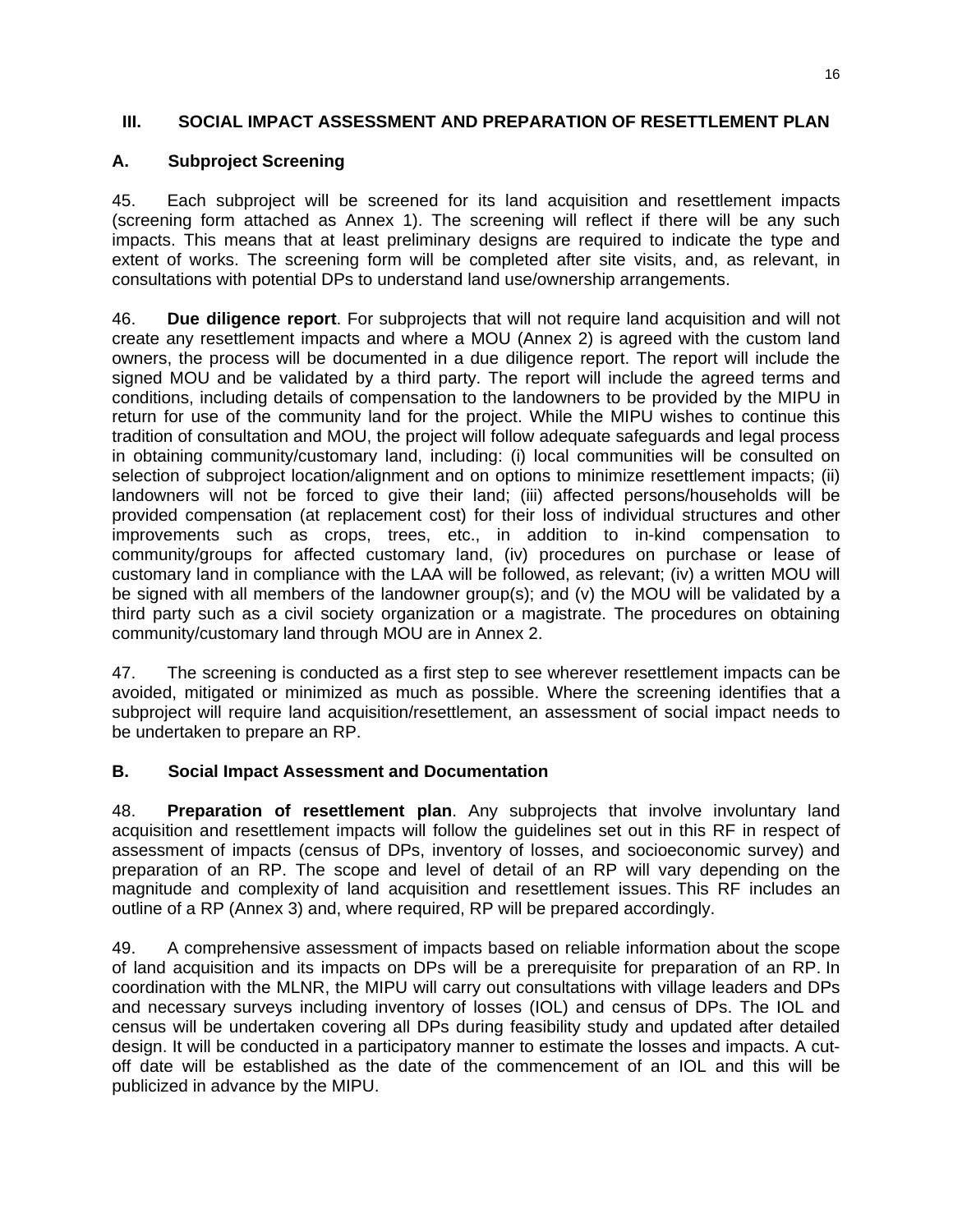## III. SOCIAL IMPACT ASSESSMENT AND PREPARATION OF RESETTLEMENT PLAN

### A. Subproject Screening

45. Each subproject will be screened for its land acquisition and resettlement impacts (screening form attached as Annex 1). The screening will reflect if there will be any such impacts. This means that at least preliminary designs are required to indicate the type and extent of works. The screening form will be completed after site visits, and, as relevant, in consultations with potential DPs to understand land use/ownership arrangements.

46. **Due diligence report**. For subprojects that will not require land acquisition and will not create any resettlement impacts and where a MOU (Annex 2) is agreed with the custom land owners, the process will be documented in a due diligence report. The report will include the signed MOU and be validated by a third party. The report will include the agreed terms and conditions, including details of compensation to the landowners to be provided by the MIPU in return for use of the community land for the project. While the MIPU wishes to continue this tradition of consultation and MOU, the project will follow adequate safeguards and legal process in obtaining community/customary land, including: (i) local communities will be consulted on selection of subproject location/alignment and on options to minimize resettlement impacts; (ii) landowners will not be forced to give their land; (iii) affected persons/households will be provided compensation (at replacement cost) for their loss of individual structures and other improvements such as crops, trees, etc., in addition to in-kind compensation to community/groups for affected customary land, (iv) procedures on purchase or lease of customary land in compliance with the LAA will be followed, as relevant; (iv) a written MOU will be signed with all members of the landowner group(s); and (v) the MOU will be validated by a third party such as a civil society organization or a magistrate. The procedures on obtaining community/customary land through MOU are in Annex 2.

47. The screening is conducted as a first step to see wherever resettlement impacts can be avoided, mitigated or minimized as much as possible. Where the screening identifies that a subproject will require land acquisition/resettlement, an assessment of social impact needs to be undertaken to prepare an RP.

### B. Social Impact Assessment and Documentation

48. **Preparation of resettlement plan**. Any subprojects that involve involuntary land acquisition and resettlement impacts will follow the guidelines set out in this RF in respect of assessment of impacts (census of DPs, inventory of losses, and socioeconomic survey) and preparation of an RP. The scope and level of detail of an RP will vary depending on the magnitude and complexity of land acquisition and resettlement issues. This RF includes an outline of a RP (Annex 3) and, where required, RP will be prepared accordingly.

49. A comprehensive assessment of impacts based on reliable information about the scope of land acquisition and its impacts on DPs will be a prerequisite for preparation of an RP. In coordination with the MLNR, the MIPU will carry out consultations with village leaders and DPs and necessary surveys including inventory of losses (IOL) and census of DPs. The IOL and census will be undertaken covering all DPs during feasibility study and updated after detailed design. It will be conducted in a participatory manner to estimate the losses and impacts. A cut-off date will be established as the date of the commencement of an IOL and this will be publicized in advance by the MIPU.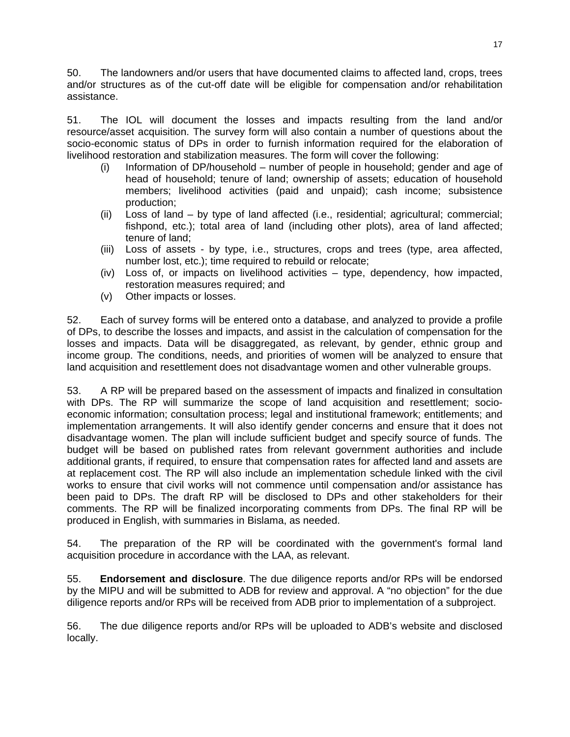50. The landowners and/or users that have documented claims to affected land, crops, trees and/or structures as of the cut-off date will be eligible for compensation and/or rehabilitation assistance.

51. The IOL will document the losses and impacts resulting from the land and/or resource/asset acquisition. The survey form will also contain a number of questions about the socio-economic status of DPs in order to furnish information required for the elaboration of livelihood restoration and stabilization measures. The form will cover the following:

- (i) Information of DP/household – number of people in household; gender and age of head of household; tenure of land; ownership of assets; education of household members; livelihood activities (paid and unpaid); cash income; subsistence production;
- (ii) Loss of land – by type of land affected (i.e., residential; agricultural; commercial; fishpond, etc.); total area of land (including other plots), area of land affected; tenure of land;
- (iii) Loss of assets - by type, i.e., structures, crops and trees (type, area affected, number lost, etc.); time required to rebuild or relocate;
- (iv) Loss of, or impacts on livelihood activities – type, dependency, how impacted, restoration measures required; and
- (v) Other impacts or losses.

52. Each of survey forms will be entered onto a database, and analyzed to provide a profile of DPs, to describe the losses and impacts, and assist in the calculation of compensation for the losses and impacts. Data will be disaggregated, as relevant, by gender, ethnic group and income group. The conditions, needs, and priorities of women will be analyzed to ensure that land acquisition and resettlement does not disadvantage women and other vulnerable groups.

53. A RP will be prepared based on the assessment of impacts and finalized in consultation with DPs. The RP will summarize the scope of land acquisition and resettlement; socio-economic information; consultation process; legal and institutional framework; entitlements; and implementation arrangements. It will also identify gender concerns and ensure that it does not disadvantage women. The plan will include sufficient budget and specify source of funds. The budget will be based on published rates from relevant government authorities and include additional grants, if required, to ensure that compensation rates for affected land and assets are at replacement cost. The RP will also include an implementation schedule linked with the civil works to ensure that civil works will not commence until compensation and/or assistance has been paid to DPs. The draft RP will be disclosed to DPs and other stakeholders for their comments. The RP will be finalized incorporating comments from DPs. The final RP will be produced in English, with summaries in Bislama, as needed.

54. The preparation of the RP will be coordinated with the government's formal land acquisition procedure in accordance with the LAA, as relevant.

55. **Endorsement and disclosure**. The due diligence reports and/or RPs will be endorsed by the MIPU and will be submitted to ADB for review and approval. A "no objection" for the due diligence reports and/or RPs will be received from ADB prior to implementation of a subproject.

56. The due diligence reports and/or RPs will be uploaded to ADB's website and disclosed locally.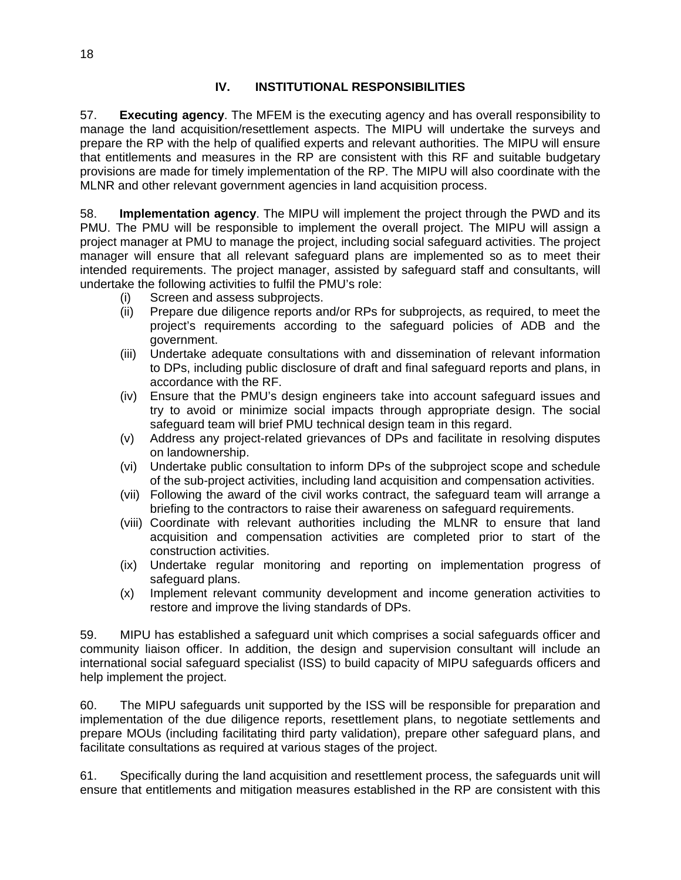## IV. INSTITUTIONAL RESPONSIBILITIES

57. **Executing agency**. The MFEM is the executing agency and has overall responsibility to manage the land acquisition/resettlement aspects. The MIPU will undertake the surveys and prepare the RP with the help of qualified experts and relevant authorities. The MIPU will ensure that entitlements and measures in the RP are consistent with this RF and suitable budgetary provisions are made for timely implementation of the RP. The MIPU will also coordinate with the MLNR and other relevant government agencies in land acquisition process.

58. **Implementation agency**. The MIPU will implement the project through the PWD and its PMU. The PMU will be responsible to implement the overall project. The MIPU will assign a project manager at PMU to manage the project, including social safeguard activities. The project manager will ensure that all relevant safeguard plans are implemented so as to meet their intended requirements. The project manager, assisted by safeguard staff and consultants, will undertake the following activities to fulfil the PMU's role:

- (i) Screen and assess subprojects.
- (ii) Prepare due diligence reports and/or RPs for subprojects, as required, to meet the project's requirements according to the safeguard policies of ADB and the government.
- (iii) Undertake adequate consultations with and dissemination of relevant information to DPs, including public disclosure of draft and final safeguard reports and plans, in accordance with the RF.
- (iv) Ensure that the PMU's design engineers take into account safeguard issues and try to avoid or minimize social impacts through appropriate design. The social safeguard team will brief PMU technical design team in this regard.
- (v) Address any project-related grievances of DPs and facilitate in resolving disputes on landownership.
- (vi) Undertake public consultation to inform DPs of the subproject scope and schedule of the sub-project activities, including land acquisition and compensation activities.
- (vii) Following the award of the civil works contract, the safeguard team will arrange a briefing to the contractors to raise their awareness on safeguard requirements.
- (viii) Coordinate with relevant authorities including the MLNR to ensure that land acquisition and compensation activities are completed prior to start of the construction activities.
- (ix) Undertake regular monitoring and reporting on implementation progress of safeguard plans.
- (x) Implement relevant community development and income generation activities to restore and improve the living standards of DPs.

59. MIPU has established a safeguard unit which comprises a social safeguards officer and community liaison officer. In addition, the design and supervision consultant will include an international social safeguard specialist (ISS) to build capacity of MIPU safeguards officers and help implement the project.

60. The MIPU safeguards unit supported by the ISS will be responsible for preparation and implementation of the due diligence reports, resettlement plans, to negotiate settlements and prepare MOUs (including facilitating third party validation), prepare other safeguard plans, and facilitate consultations as required at various stages of the project.

61. Specifically during the land acquisition and resettlement process, the safeguards unit will ensure that entitlements and mitigation measures established in the RP are consistent with this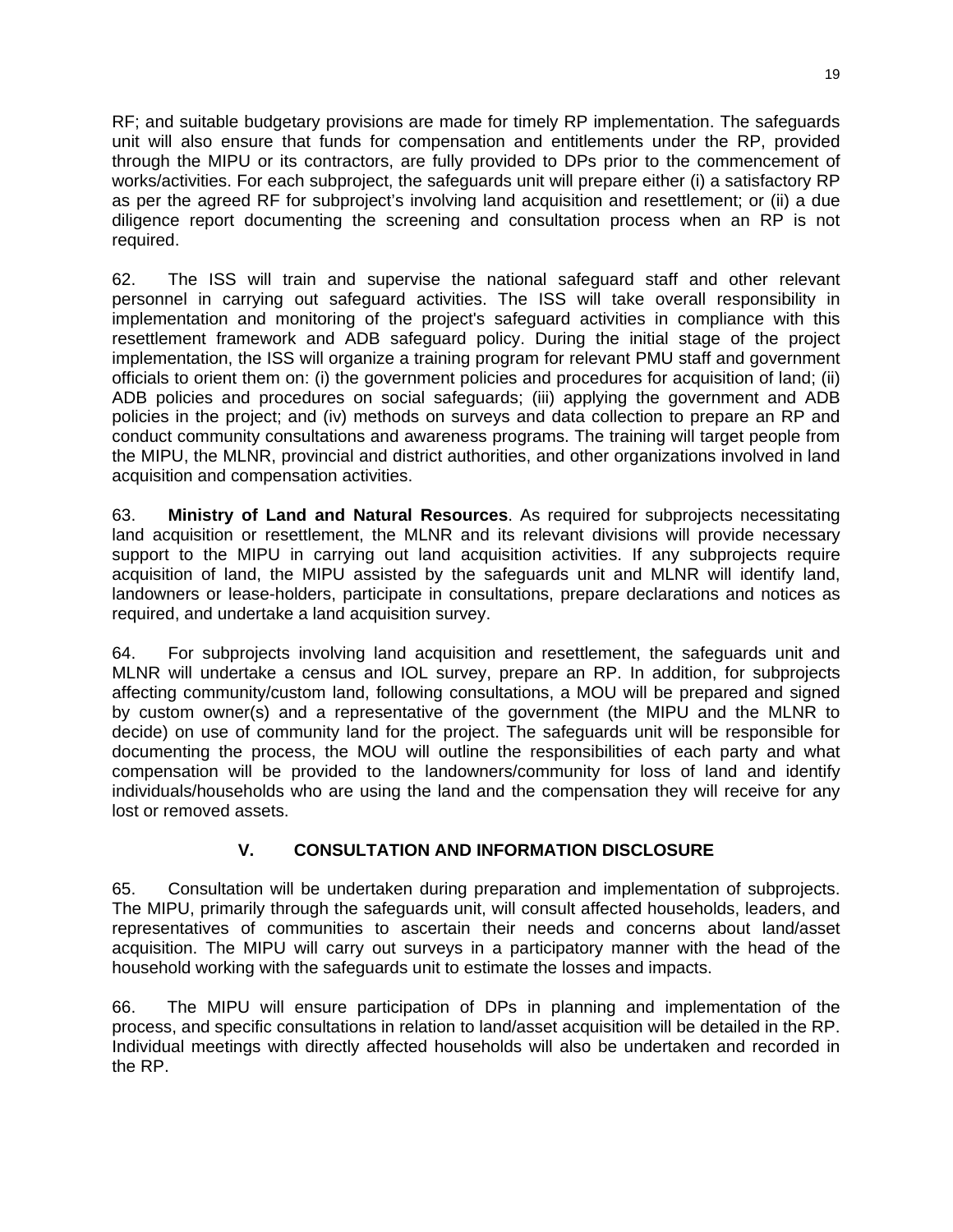RF; and suitable budgetary provisions are made for timely RP implementation. The safeguards unit will also ensure that funds for compensation and entitlements under the RP, provided through the MIPU or its contractors, are fully provided to DPs prior to the commencement of works/activities. For each subproject, the safeguards unit will prepare either (i) a satisfactory RP as per the agreed RF for subproject's involving land acquisition and resettlement; or (ii) a due diligence report documenting the screening and consultation process when an RP is not required.

62. The ISS will train and supervise the national safeguard staff and other relevant personnel in carrying out safeguard activities. The ISS will take overall responsibility in implementation and monitoring of the project's safeguard activities in compliance with this resettlement framework and ADB safeguard policy. During the initial stage of the project implementation, the ISS will organize a training program for relevant PMU staff and government officials to orient them on: (i) the government policies and procedures for acquisition of land; (ii) ADB policies and procedures on social safeguards; (iii) applying the government and ADB policies in the project; and (iv) methods on surveys and data collection to prepare an RP and conduct community consultations and awareness programs. The training will target people from the MIPU, the MLNR, provincial and district authorities, and other organizations involved in land acquisition and compensation activities.

63. **Ministry of Land and Natural Resources**. As required for subprojects necessitating land acquisition or resettlement, the MLNR and its relevant divisions will provide necessary support to the MIPU in carrying out land acquisition activities. If any subprojects require acquisition of land, the MIPU assisted by the safeguards unit and MLNR will identify land, landowners or lease-holders, participate in consultations, prepare declarations and notices as required, and undertake a land acquisition survey.

64. For subprojects involving land acquisition and resettlement, the safeguards unit and MLNR will undertake a census and IOL survey, prepare an RP. In addition, for subprojects affecting community/custom land, following consultations, a MOU will be prepared and signed by custom owner(s) and a representative of the government (the MIPU and the MLNR to decide) on use of community land for the project. The safeguards unit will be responsible for documenting the process, the MOU will outline the responsibilities of each party and what compensation will be provided to the landowners/community for loss of land and identify individuals/households who are using the land and the compensation they will receive for any lost or removed assets.

## V. CONSULTATION AND INFORMATION DISCLOSURE

65. Consultation will be undertaken during preparation and implementation of subprojects. The MIPU, primarily through the safeguards unit, will consult affected households, leaders, and representatives of communities to ascertain their needs and concerns about land/asset acquisition. The MIPU will carry out surveys in a participatory manner with the head of the household working with the safeguards unit to estimate the losses and impacts.

66. The MIPU will ensure participation of DPs in planning and implementation of the process, and specific consultations in relation to land/asset acquisition will be detailed in the RP. Individual meetings with directly affected households will also be undertaken and recorded in the RP.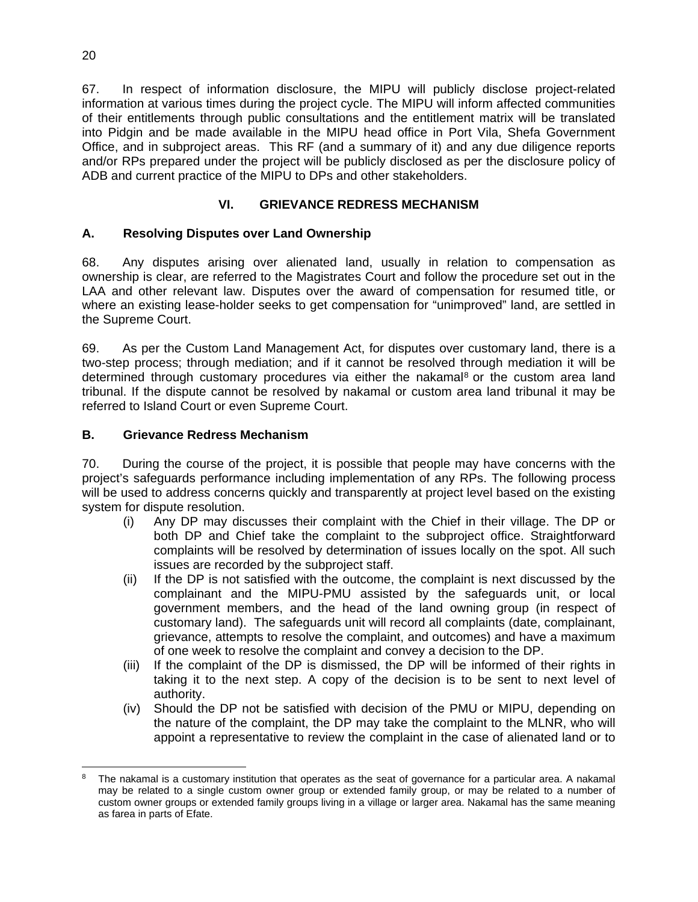67. In respect of information disclosure, the MIPU will publicly disclose project-related information at various times during the project cycle. The MIPU will inform affected communities of their entitlements through public consultations and the entitlement matrix will be translated into Pidgin and be made available in the MIPU head office in Port Vila, Shefa Government Office, and in subproject areas. This RF (and a summary of it) and any due diligence reports and/or RPs prepared under the project will be publicly disclosed as per the disclosure policy of ADB and current practice of the MIPU to DPs and other stakeholders.

## VI. GRIEVANCE REDRESS MECHANISM

### A. Resolving Disputes over Land Ownership

68. Any disputes arising over alienated land, usually in relation to compensation as ownership is clear, are referred to the Magistrates Court and follow the procedure set out in the LAA and other relevant law. Disputes over the award of compensation for resumed title, or where an existing lease-holder seeks to get compensation for "unimproved" land, are settled in the Supreme Court.

69. As per the Custom Land Management Act, for disputes over customary land, there is a two-step process; through mediation; and if it cannot be resolved through mediation it will be determined through customary procedures via either the nakamal[8] or the custom area land tribunal. If the dispute cannot be resolved by nakamal or custom area land tribunal it may be referred to Island Court or even Supreme Court.

### B. Grievance Redress Mechanism

70. During the course of the project, it is possible that people may have concerns with the project's safeguards performance including implementation of any RPs. The following process will be used to address concerns quickly and transparently at project level based on the existing system for dispute resolution.

- (i) Any DP may discusses their complaint with the Chief in their village. The DP or both DP and Chief take the complaint to the subproject office. Straightforward complaints will be resolved by determination of issues locally on the spot. All such issues are recorded by the subproject staff.
- (ii) If the DP is not satisfied with the outcome, the complaint is next discussed by the complainant and the MIPU-PMU assisted by the safeguards unit, or local government members, and the head of the land owning group (in respect of customary land). The safeguards unit will record all complaints (date, complainant, grievance, attempts to resolve the complaint, and outcomes) and have a maximum of one week to resolve the complaint and convey a decision to the DP.
- (iii) If the complaint of the DP is dismissed, the DP will be informed of their rights in taking it to the next step. A copy of the decision is to be sent to next level of authority.
- (iv) Should the DP not be satisfied with decision of the PMU or MIPU, depending on the nature of the complaint, the DP may take the complaint to the MLNR, who will appoint a representative to review the complaint in the case of alienated land or to

---

[8] The nakamal is a customary institution that operates as the seat of governance for a particular area. A nakamal may be related to a single custom owner group or extended family group, or may be related to a number of custom owner groups or extended family groups living in a village or larger area. Nakamal has the same meaning as farea in parts of Efate.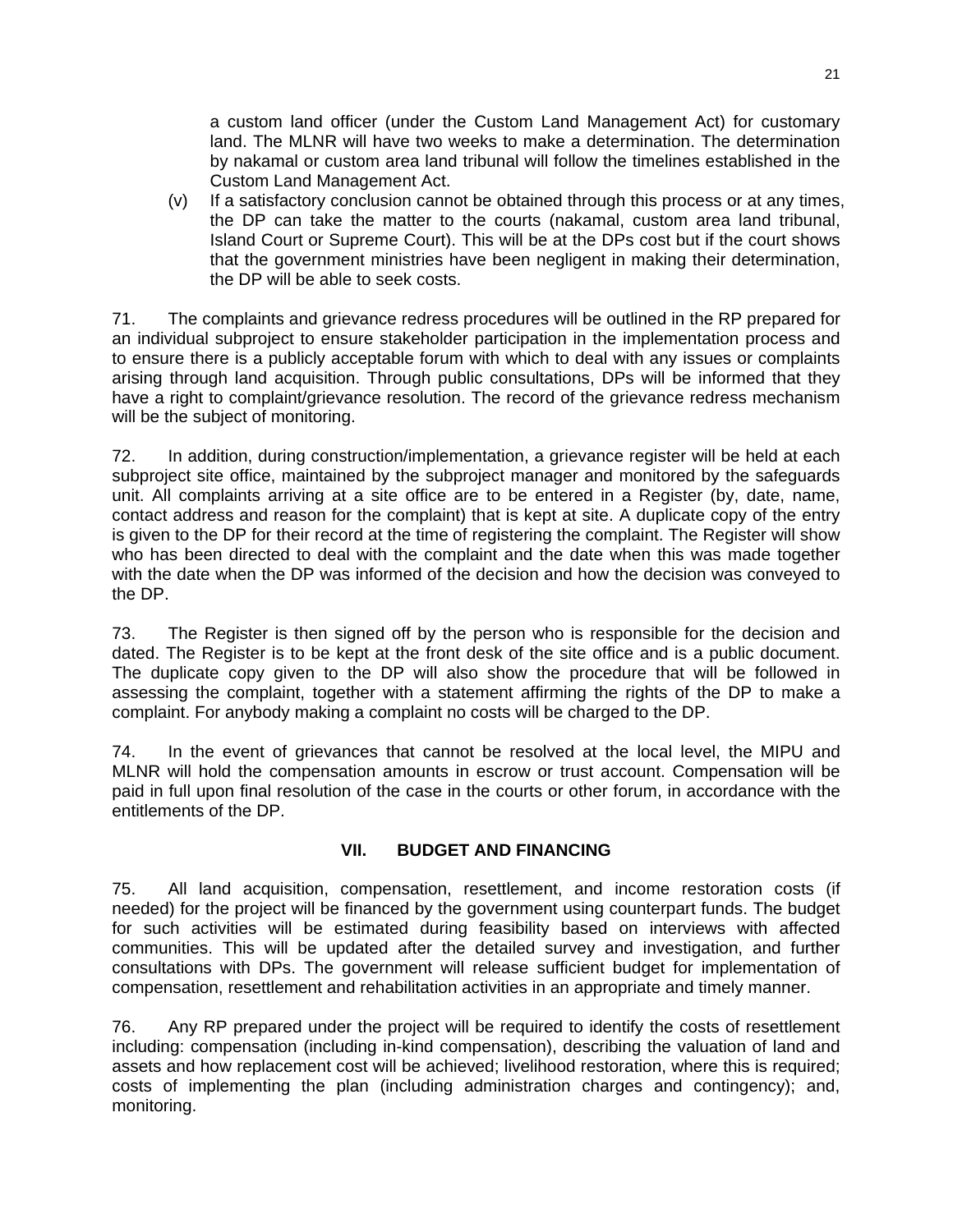a custom land officer (under the Custom Land Management Act) for customary land. The MLNR will have two weeks to make a determination. The determination by nakamal or custom area land tribunal will follow the timelines established in the Custom Land Management Act.

(v) If a satisfactory conclusion cannot be obtained through this process or at any times, the DP can take the matter to the courts (nakamal, custom area land tribunal, Island Court or Supreme Court). This will be at the DPs cost but if the court shows that the government ministries have been negligent in making their determination, the DP will be able to seek costs.

71. The complaints and grievance redress procedures will be outlined in the RP prepared for an individual subproject to ensure stakeholder participation in the implementation process and to ensure there is a publicly acceptable forum with which to deal with any issues or complaints arising through land acquisition. Through public consultations, DPs will be informed that they have a right to complaint/grievance resolution. The record of the grievance redress mechanism will be the subject of monitoring.

72. In addition, during construction/implementation, a grievance register will be held at each subproject site office, maintained by the subproject manager and monitored by the safeguards unit. All complaints arriving at a site office are to be entered in a Register (by, date, name, contact address and reason for the complaint) that is kept at site. A duplicate copy of the entry is given to the DP for their record at the time of registering the complaint. The Register will show who has been directed to deal with the complaint and the date when this was made together with the date when the DP was informed of the decision and how the decision was conveyed to the DP.

73. The Register is then signed off by the person who is responsible for the decision and dated. The Register is to be kept at the front desk of the site office and is a public document. The duplicate copy given to the DP will also show the procedure that will be followed in assessing the complaint, together with a statement affirming the rights of the DP to make a complaint. For anybody making a complaint no costs will be charged to the DP.

74. In the event of grievances that cannot be resolved at the local level, the MIPU and MLNR will hold the compensation amounts in escrow or trust account. Compensation will be paid in full upon final resolution of the case in the courts or other forum, in accordance with the entitlements of the DP.

## VII. BUDGET AND FINANCING

75. All land acquisition, compensation, resettlement, and income restoration costs (if needed) for the project will be financed by the government using counterpart funds. The budget for such activities will be estimated during feasibility based on interviews with affected communities. This will be updated after the detailed survey and investigation, and further consultations with DPs. The government will release sufficient budget for implementation of compensation, resettlement and rehabilitation activities in an appropriate and timely manner.

76. Any RP prepared under the project will be required to identify the costs of resettlement including: compensation (including in-kind compensation), describing the valuation of land and assets and how replacement cost will be achieved; livelihood restoration, where this is required; costs of implementing the plan (including administration charges and contingency); and, monitoring.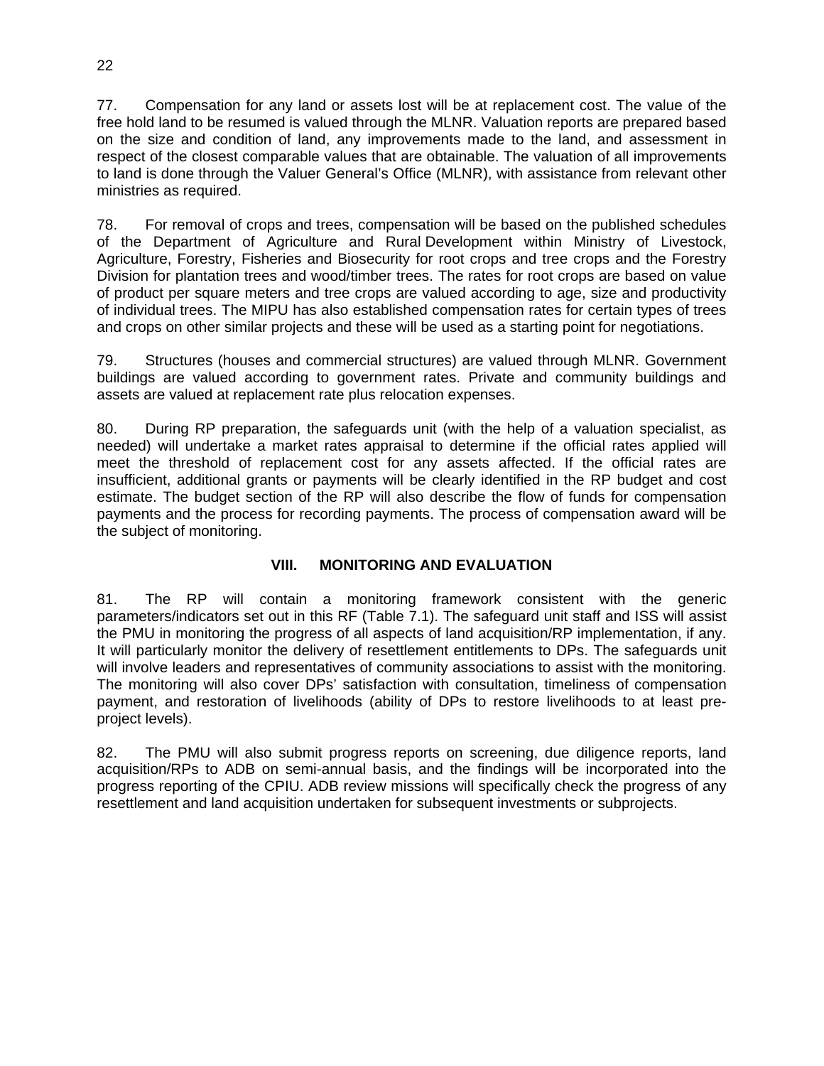77. Compensation for any land or assets lost will be at replacement cost. The value of the free hold land to be resumed is valued through the MLNR. Valuation reports are prepared based on the size and condition of land, any improvements made to the land, and assessment in respect of the closest comparable values that are obtainable. The valuation of all improvements to land is done through the Valuer General's Office (MLNR), with assistance from relevant other ministries as required.

78. For removal of crops and trees, compensation will be based on the published schedules of the Department of Agriculture and Rural Development within Ministry of Livestock, Agriculture, Forestry, Fisheries and Biosecurity for root crops and tree crops and the Forestry Division for plantation trees and wood/timber trees. The rates for root crops are based on value of product per square meters and tree crops are valued according to age, size and productivity of individual trees. The MIPU has also established compensation rates for certain types of trees and crops on other similar projects and these will be used as a starting point for negotiations.

79. Structures (houses and commercial structures) are valued through MLNR. Government buildings are valued according to government rates. Private and community buildings and assets are valued at replacement rate plus relocation expenses.

80. During RP preparation, the safeguards unit (with the help of a valuation specialist, as needed) will undertake a market rates appraisal to determine if the official rates applied will meet the threshold of replacement cost for any assets affected. If the official rates are insufficient, additional grants or payments will be clearly identified in the RP budget and cost estimate. The budget section of the RP will also describe the flow of funds for compensation payments and the process for recording payments. The process of compensation award will be the subject of monitoring.

## VIII. MONITORING AND EVALUATION

81. The RP will contain a monitoring framework consistent with the generic parameters/indicators set out in this RF (Table 7.1). The safeguard unit staff and ISS will assist the PMU in monitoring the progress of all aspects of land acquisition/RP implementation, if any. It will particularly monitor the delivery of resettlement entitlements to DPs. The safeguards unit will involve leaders and representatives of community associations to assist with the monitoring. The monitoring will also cover DPs' satisfaction with consultation, timeliness of compensation payment, and restoration of livelihoods (ability of DPs to restore livelihoods to at least pre-project levels).

82. The PMU will also submit progress reports on screening, due diligence reports, land acquisition/RPs to ADB on semi-annual basis, and the findings will be incorporated into the progress reporting of the CPIU. ADB review missions will specifically check the progress of any resettlement and land acquisition undertaken for subsequent investments or subprojects.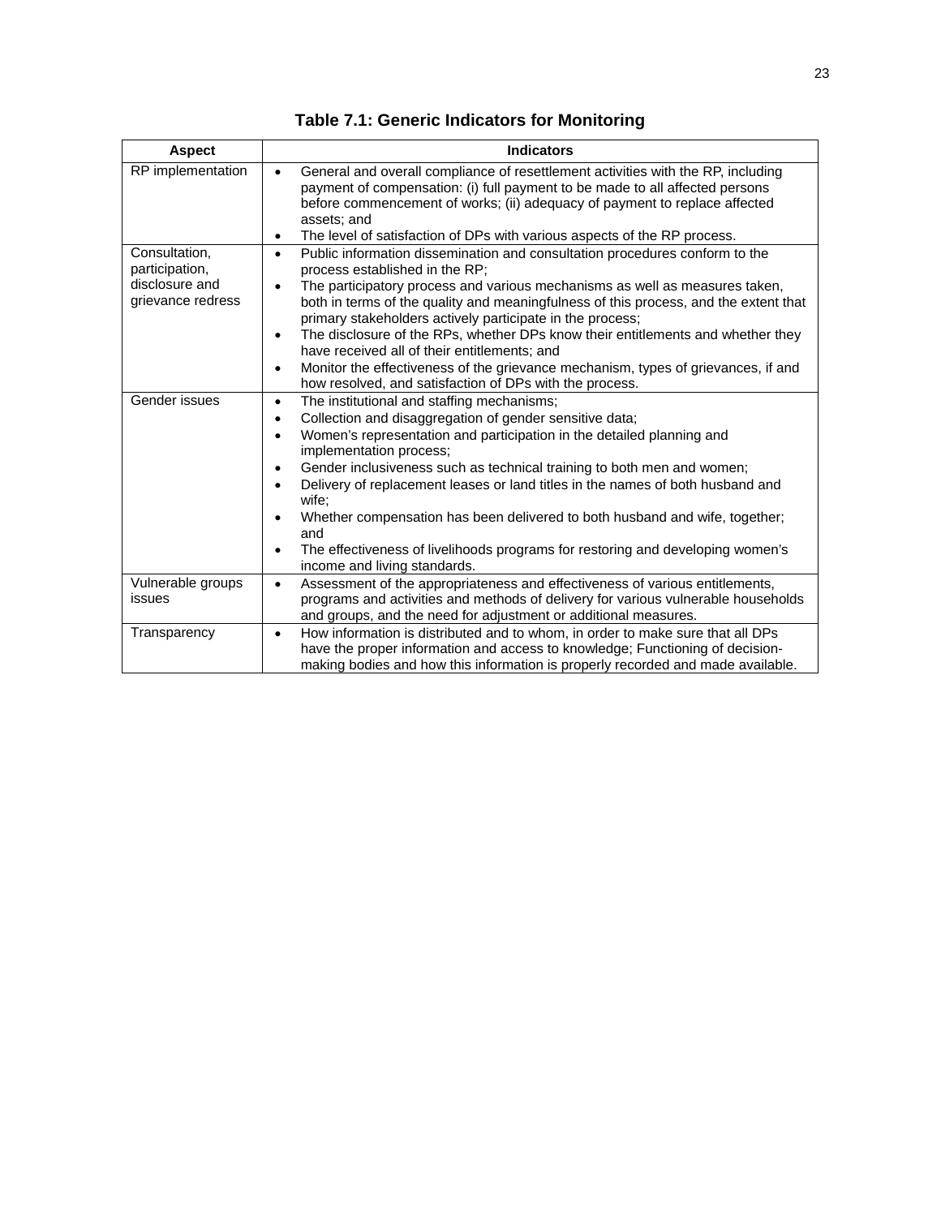**Table 7.1: Generic Indicators for Monitoring**

| Aspect | Indicators |
|---|---|
| RP implementation | • General and overall compliance of resettlement activities with the RP, including payment of compensation: (i) full payment to be made to all affected persons before commencement of works; (ii) adequacy of payment to replace affected assets; and<br>• The level of satisfaction of DPs with various aspects of the RP process. |
| Consultation, participation, disclosure and grievance redress | • Public information dissemination and consultation procedures conform to the process established in the RP;<br>• The participatory process and various mechanisms as well as measures taken, both in terms of the quality and meaningfulness of this process, and the extent that primary stakeholders actively participate in the process;<br>• The disclosure of the RPs, whether DPs know their entitlements and whether they have received all of their entitlements; and<br>• Monitor the effectiveness of the grievance mechanism, types of grievances, if and how resolved, and satisfaction of DPs with the process. |
| Gender issues | • The institutional and staffing mechanisms;<br>• Collection and disaggregation of gender sensitive data;<br>• Women's representation and participation in the detailed planning and implementation process;<br>• Gender inclusiveness such as technical training to both men and women;<br>• Delivery of replacement leases or land titles in the names of both husband and wife;<br>• Whether compensation has been delivered to both husband and wife, together; and<br>• The effectiveness of livelihoods programs for restoring and developing women's income and living standards. |
| Vulnerable groups issues | • Assessment of the appropriateness and effectiveness of various entitlements, programs and activities and methods of delivery for various vulnerable households and groups, and the need for adjustment or additional measures. |
| Transparency | • How information is distributed and to whom, in order to make sure that all DPs have the proper information and access to knowledge; Functioning of decision-making bodies and how this information is properly recorded and made available. |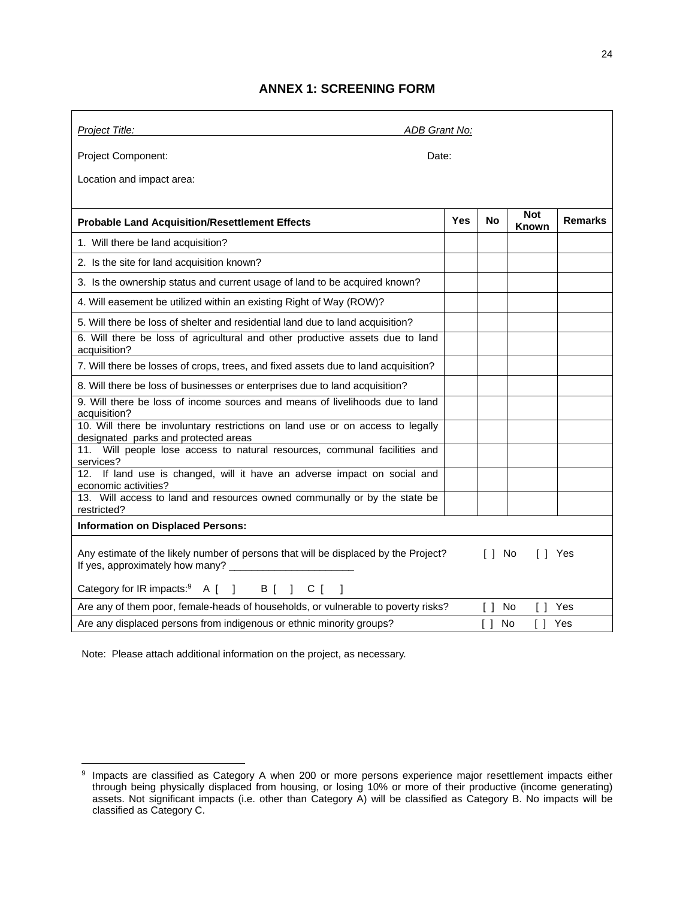# ANNEX 1: SCREENING FORM

*Project Title:* ADB Grant No:

Project Component: Date:

Location and impact area:

| Probable Land Acquisition/Resettlement Effects | Yes | No | Not Known | Remarks |
|---|---|---|---|---|
| 1. Will there be land acquisition? | | | | |
| 2. Is the site for land acquisition known? | | | | |
| 3. Is the ownership status and current usage of land to be acquired known? | | | | |
| 4. Will easement be utilized within an existing Right of Way (ROW)? | | | | |
| 5. Will there be loss of shelter and residential land due to land acquisition? | | | | |
| 6. Will there be loss of agricultural and other productive assets due to land acquisition? | | | | |
| 7. Will there be losses of crops, trees, and fixed assets due to land acquisition? | | | | |
| 8. Will there be loss of businesses or enterprises due to land acquisition? | | | | |
| 9. Will there be loss of income sources and means of livelihoods due to land acquisition? | | | | |
| 10. Will there be involuntary restrictions on land use or on access to legally designated parks and protected areas | | | | |
| 11. Will people lose access to natural resources, communal facilities and services? | | | | |
| 12. If land use is changed, will it have an adverse impact on social and economic activities? | | | | |
| 13. Will access to land and resources owned communally or by the state be restricted? | | | | |

**Information on Displaced Persons:**

Any estimate of the likely number of persons that will be displaced by the Project? [ ] No [ ] Yes
If yes, approximately how many? ______________________

Category for IR impacts:[9] A [ ] B [ ] C [ ]

Are any of them poor, female-heads of households, or vulnerable to poverty risks? [ ] No [ ] Yes

Are any displaced persons from indigenous or ethnic minority groups? [ ] No [ ] Yes

Note: Please attach additional information on the project, as necessary.

---

[9] Impacts are classified as Category A when 200 or more persons experience major resettlement impacts either through being physically displaced from housing, or losing 10% or more of their productive (income generating) assets. Not significant impacts (i.e. other than Category A) will be classified as Category B. No impacts will be classified as Category C.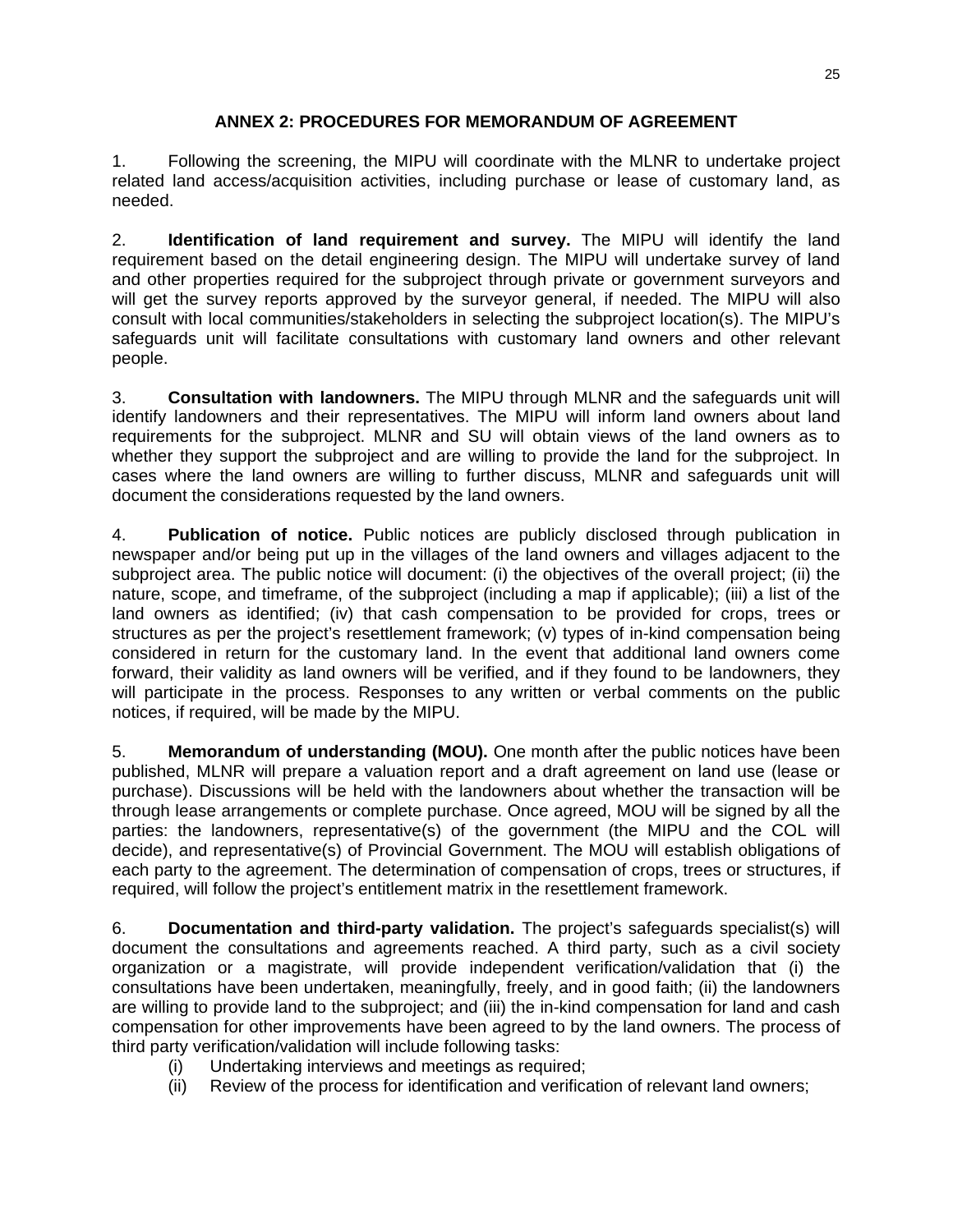# ANNEX 2: PROCEDURES FOR MEMORANDUM OF AGREEMENT

1. Following the screening, the MIPU will coordinate with the MLNR to undertake project related land access/acquisition activities, including purchase or lease of customary land, as needed.

2. **Identification of land requirement and survey.** The MIPU will identify the land requirement based on the detail engineering design. The MIPU will undertake survey of land and other properties required for the subproject through private or government surveyors and will get the survey reports approved by the surveyor general, if needed. The MIPU will also consult with local communities/stakeholders in selecting the subproject location(s). The MIPU's safeguards unit will facilitate consultations with customary land owners and other relevant people.

3. **Consultation with landowners.** The MIPU through MLNR and the safeguards unit will identify landowners and their representatives. The MIPU will inform land owners about land requirements for the subproject. MLNR and SU will obtain views of the land owners as to whether they support the subproject and are willing to provide the land for the subproject. In cases where the land owners are willing to further discuss, MLNR and safeguards unit will document the considerations requested by the land owners.

4. **Publication of notice.** Public notices are publicly disclosed through publication in newspaper and/or being put up in the villages of the land owners and villages adjacent to the subproject area. The public notice will document: (i) the objectives of the overall project; (ii) the nature, scope, and timeframe, of the subproject (including a map if applicable); (iii) a list of the land owners as identified; (iv) that cash compensation to be provided for crops, trees or structures as per the project's resettlement framework; (v) types of in-kind compensation being considered in return for the customary land. In the event that additional land owners come forward, their validity as land owners will be verified, and if they found to be landowners, they will participate in the process. Responses to any written or verbal comments on the public notices, if required, will be made by the MIPU.

5. **Memorandum of understanding (MOU).** One month after the public notices have been published, MLNR will prepare a valuation report and a draft agreement on land use (lease or purchase). Discussions will be held with the landowners about whether the transaction will be through lease arrangements or complete purchase. Once agreed, MOU will be signed by all the parties: the landowners, representative(s) of the government (the MIPU and the COL will decide), and representative(s) of Provincial Government. The MOU will establish obligations of each party to the agreement. The determination of compensation of crops, trees or structures, if required, will follow the project's entitlement matrix in the resettlement framework.

6. **Documentation and third-party validation.** The project's safeguards specialist(s) will document the consultations and agreements reached. A third party, such as a civil society organization or a magistrate, will provide independent verification/validation that (i) the consultations have been undertaken, meaningfully, freely, and in good faith; (ii) the landowners are willing to provide land to the subproject; and (iii) the in-kind compensation for land and cash compensation for other improvements have been agreed to by the land owners. The process of third party verification/validation will include following tasks:

   (i) Undertaking interviews and meetings as required;
   (ii) Review of the process for identification and verification of relevant land owners;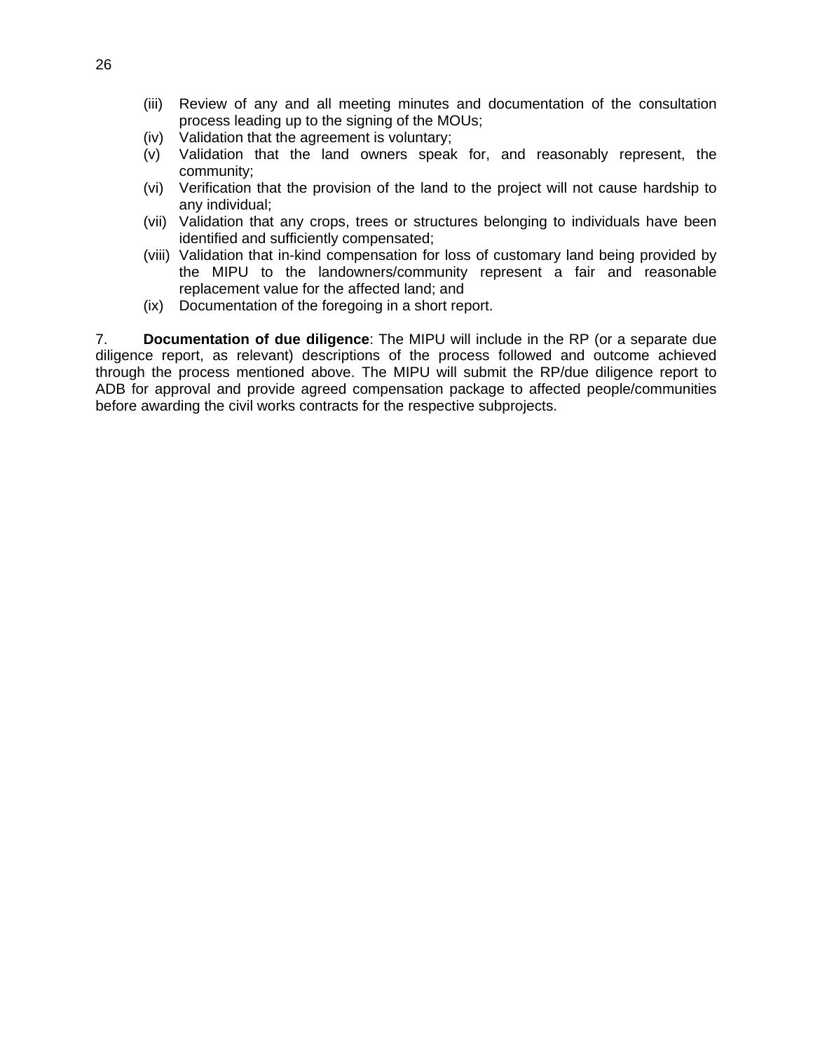(iii) Review of any and all meeting minutes and documentation of the consultation process leading up to the signing of the MOUs;
(iv) Validation that the agreement is voluntary;
(v) Validation that the land owners speak for, and reasonably represent, the community;
(vi) Verification that the provision of the land to the project will not cause hardship to any individual;
(vii) Validation that any crops, trees or structures belonging to individuals have been identified and sufficiently compensated;
(viii) Validation that in-kind compensation for loss of customary land being provided by the MIPU to the landowners/community represent a fair and reasonable replacement value for the affected land; and
(ix) Documentation of the foregoing in a short report.

7. **Documentation of due diligence**: The MIPU will include in the RP (or a separate due diligence report, as relevant) descriptions of the process followed and outcome achieved through the process mentioned above. The MIPU will submit the RP/due diligence report to ADB for approval and provide agreed compensation package to affected people/communities before awarding the civil works contracts for the respective subprojects.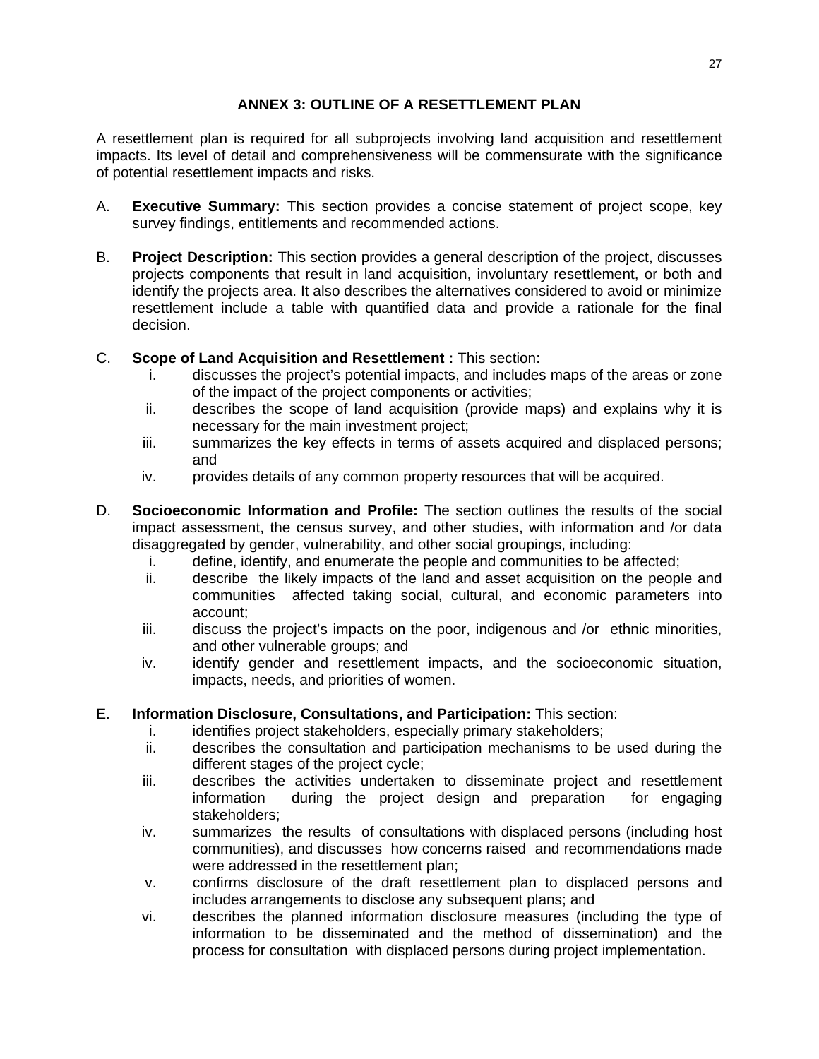## ANNEX 3: OUTLINE OF A RESETTLEMENT PLAN

A resettlement plan is required for all subprojects involving land acquisition and resettlement impacts. Its level of detail and comprehensiveness will be commensurate with the significance of potential resettlement impacts and risks.

A. **Executive Summary:** This section provides a concise statement of project scope, key survey findings, entitlements and recommended actions.

B. **Project Description:** This section provides a general description of the project, discusses projects components that result in land acquisition, involuntary resettlement, or both and identify the projects area. It also describes the alternatives considered to avoid or minimize resettlement include a table with quantified data and provide a rationale for the final decision.

C. **Scope of Land Acquisition and Resettlement :** This section:
   i. discusses the project's potential impacts, and includes maps of the areas or zone of the impact of the project components or activities;
   ii. describes the scope of land acquisition (provide maps) and explains why it is necessary for the main investment project;
   iii. summarizes the key effects in terms of assets acquired and displaced persons; and
   iv. provides details of any common property resources that will be acquired.

D. **Socioeconomic Information and Profile:** The section outlines the results of the social impact assessment, the census survey, and other studies, with information and /or data disaggregated by gender, vulnerability, and other social groupings, including:
   i. define, identify, and enumerate the people and communities to be affected;
   ii. describe the likely impacts of the land and asset acquisition on the people and communities affected taking social, cultural, and economic parameters into account;
   iii. discuss the project's impacts on the poor, indigenous and /or ethnic minorities, and other vulnerable groups; and
   iv. identify gender and resettlement impacts, and the socioeconomic situation, impacts, needs, and priorities of women.

E. **Information Disclosure, Consultations, and Participation:** This section:
   i. identifies project stakeholders, especially primary stakeholders;
   ii. describes the consultation and participation mechanisms to be used during the different stages of the project cycle;
   iii. describes the activities undertaken to disseminate project and resettlement information during the project design and preparation for engaging stakeholders;
   iv. summarizes the results of consultations with displaced persons (including host communities), and discusses how concerns raised and recommendations made were addressed in the resettlement plan;
   v. confirms disclosure of the draft resettlement plan to displaced persons and includes arrangements to disclose any subsequent plans; and
   vi. describes the planned information disclosure measures (including the type of information to be disseminated and the method of dissemination) and the process for consultation with displaced persons during project implementation.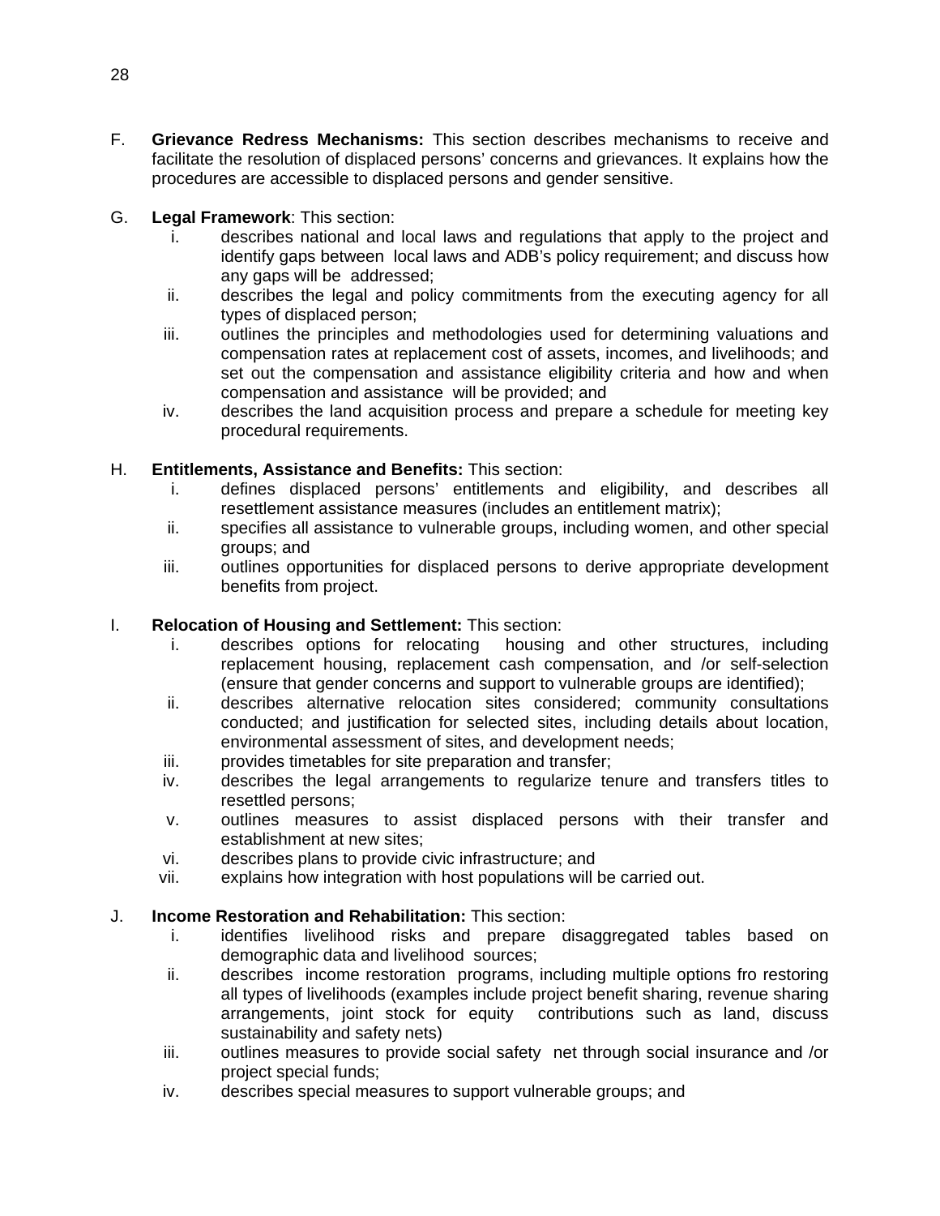F. **Grievance Redress Mechanisms:** This section describes mechanisms to receive and facilitate the resolution of displaced persons' concerns and grievances. It explains how the procedures are accessible to displaced persons and gender sensitive.

G. **Legal Framework**: This section:

   i. describes national and local laws and regulations that apply to the project and identify gaps between local laws and ADB's policy requirement; and discuss how any gaps will be addressed;
   ii. describes the legal and policy commitments from the executing agency for all types of displaced person;
   iii. outlines the principles and methodologies used for determining valuations and compensation rates at replacement cost of assets, incomes, and livelihoods; and set out the compensation and assistance eligibility criteria and how and when compensation and assistance will be provided; and
   iv. describes the land acquisition process and prepare a schedule for meeting key procedural requirements.

H. **Entitlements, Assistance and Benefits:** This section:

   i. defines displaced persons' entitlements and eligibility, and describes all resettlement assistance measures (includes an entitlement matrix);
   ii. specifies all assistance to vulnerable groups, including women, and other special groups; and
   iii. outlines opportunities for displaced persons to derive appropriate development benefits from project.

I. **Relocation of Housing and Settlement:** This section:

   i. describes options for relocating housing and other structures, including replacement housing, replacement cash compensation, and /or self-selection (ensure that gender concerns and support to vulnerable groups are identified);
   ii. describes alternative relocation sites considered; community consultations conducted; and justification for selected sites, including details about location, environmental assessment of sites, and development needs;
   iii. provides timetables for site preparation and transfer;
   iv. describes the legal arrangements to regularize tenure and transfers titles to resettled persons;
   v. outlines measures to assist displaced persons with their transfer and establishment at new sites;
   vi. describes plans to provide civic infrastructure; and
   vii. explains how integration with host populations will be carried out.

J. **Income Restoration and Rehabilitation:** This section:

   i. identifies livelihood risks and prepare disaggregated tables based on demographic data and livelihood sources;
   ii. describes income restoration programs, including multiple options fro restoring all types of livelihoods (examples include project benefit sharing, revenue sharing arrangements, joint stock for equity contributions such as land, discuss sustainability and safety nets)
   iii. outlines measures to provide social safety net through social insurance and /or project special funds;
   iv. describes special measures to support vulnerable groups; and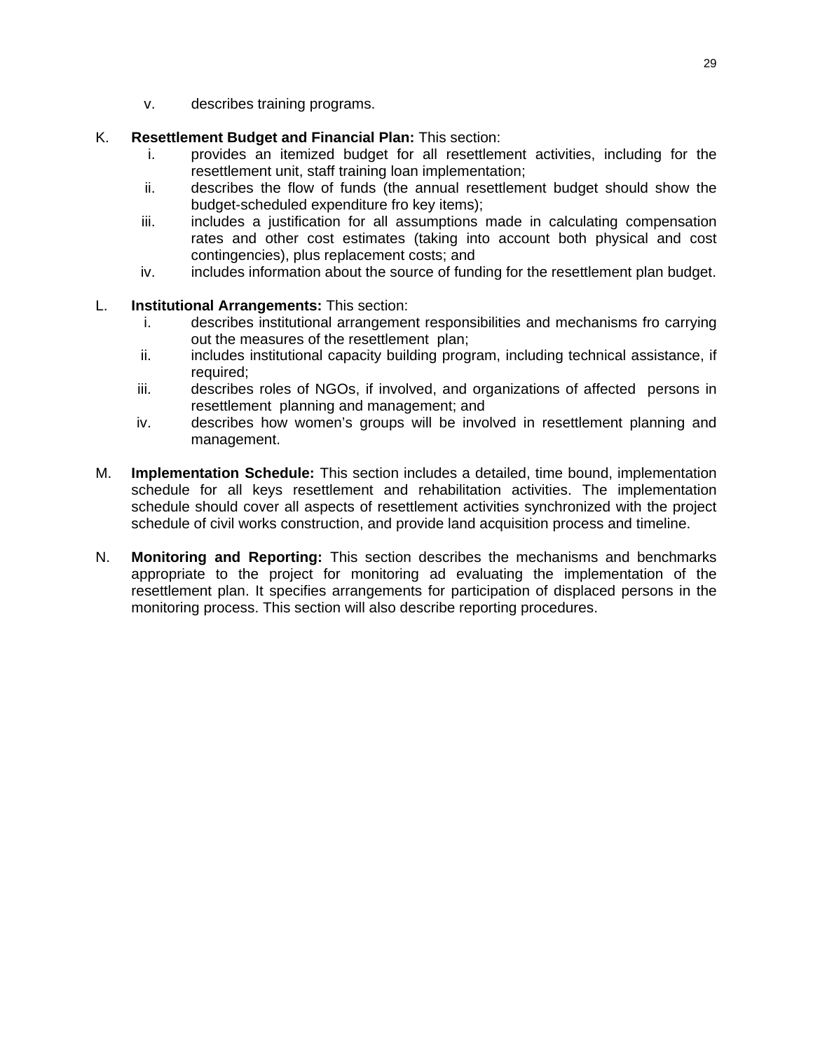v. describes training programs.

K. **Resettlement Budget and Financial Plan:** This section:

i. provides an itemized budget for all resettlement activities, including for the resettlement unit, staff training loan implementation;
ii. describes the flow of funds (the annual resettlement budget should show the budget-scheduled expenditure fro key items);
iii. includes a justification for all assumptions made in calculating compensation rates and other cost estimates (taking into account both physical and cost contingencies), plus replacement costs; and
iv. includes information about the source of funding for the resettlement plan budget.

L. **Institutional Arrangements:** This section:

i. describes institutional arrangement responsibilities and mechanisms fro carrying out the measures of the resettlement plan;
ii. includes institutional capacity building program, including technical assistance, if required;
iii. describes roles of NGOs, if involved, and organizations of affected persons in resettlement planning and management; and
iv. describes how women's groups will be involved in resettlement planning and management.

M. **Implementation Schedule:** This section includes a detailed, time bound, implementation schedule for all keys resettlement and rehabilitation activities. The implementation schedule should cover all aspects of resettlement activities synchronized with the project schedule of civil works construction, and provide land acquisition process and timeline.

N. **Monitoring and Reporting:** This section describes the mechanisms and benchmarks appropriate to the project for monitoring ad evaluating the implementation of the resettlement plan. It specifies arrangements for participation of displaced persons in the monitoring process. This section will also describe reporting procedures.